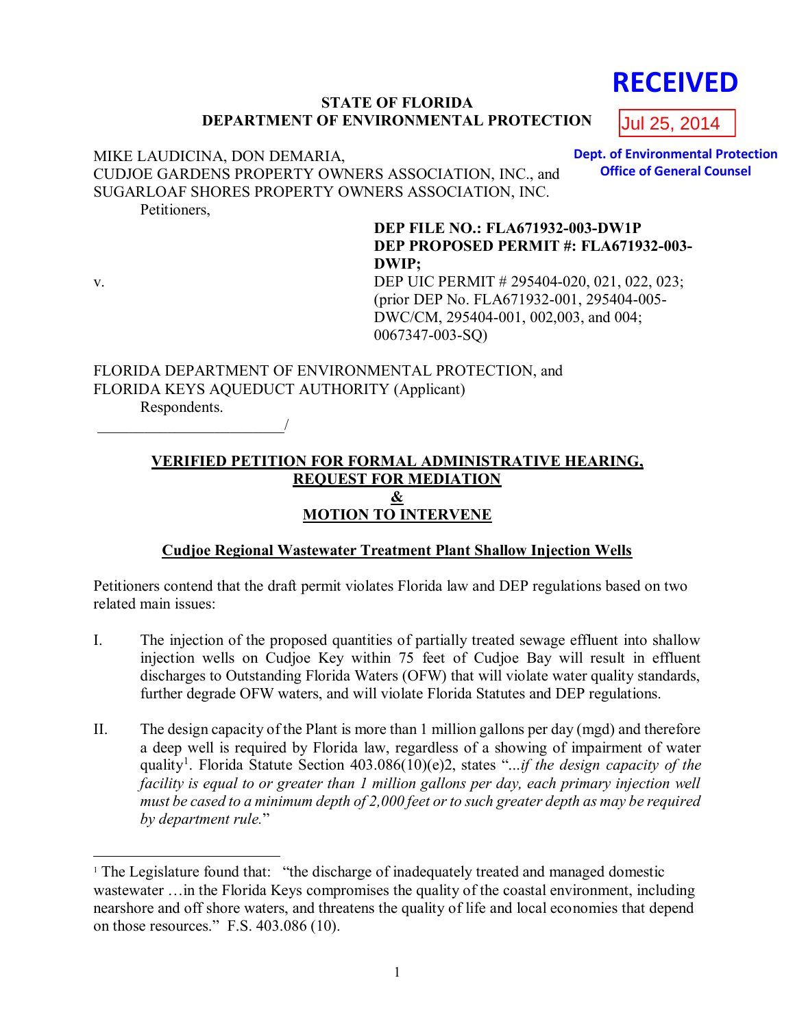RECEIVED

Jul 25, 2014

Dept. of Environmental Protection
Office of General Counsel

**STATE OF FLORIDA**
**DEPARTMENT OF ENVIRONMENTAL PROTECTION**

MIKE LAUDICINA, DON DEMARIA,
CUDJOE GARDENS PROPERTY OWNERS ASSOCIATION, INC., and
SUGARLOAF SHORES PROPERTY OWNERS ASSOCIATION, INC.
Petitioners,

**DEP FILE NO.: FLA671932-003-DW1P**
**DEP PROPOSED PERMIT #: FLA671932-003-DWIP;**
DEP UIC PERMIT # 295404-020, 021, 022, 023;
(prior DEP No. FLA671932-001, 295404-005-DWC/CM, 295404-001, 002,003, and 004;
0067347-003-SQ)

v.

FLORIDA DEPARTMENT OF ENVIRONMENTAL PROTECTION, and
FLORIDA KEYS AQUEDUCT AUTHORITY (Applicant)
Respondents.
_________________________/

## VERIFIED PETITION FOR FORMAL ADMINISTRATIVE HEARING, REQUEST FOR MEDIATION & MOTION TO INTERVENE

### Cudjoe Regional Wastewater Treatment Plant Shallow Injection Wells

Petitioners contend that the draft permit violates Florida law and DEP regulations based on two related main issues:

I. The injection of the proposed quantities of partially treated sewage effluent into shallow injection wells on Cudjoe Key within 75 feet of Cudjoe Bay will result in effluent discharges to Outstanding Florida Waters (OFW) that will violate water quality standards, further degrade OFW waters, and will violate Florida Statutes and DEP regulations.

II. The design capacity of the Plant is more than 1 million gallons per day (mgd) and therefore a deep well is required by Florida law, regardless of a showing of impairment of water quality[1]. Florida Statute Section 403.086(10)(e)2, states "*...if the design capacity of the facility is equal to or greater than 1 million gallons per day, each primary injection well must be cased to a minimum depth of 2,000 feet or to such greater depth as may be required by department rule.*"

[1] The Legislature found that: "the discharge of inadequately treated and managed domestic wastewater …in the Florida Keys compromises the quality of the coastal environment, including nearshore and off shore waters, and threatens the quality of life and local economies that depend on those resources." F.S. 403.086 (10).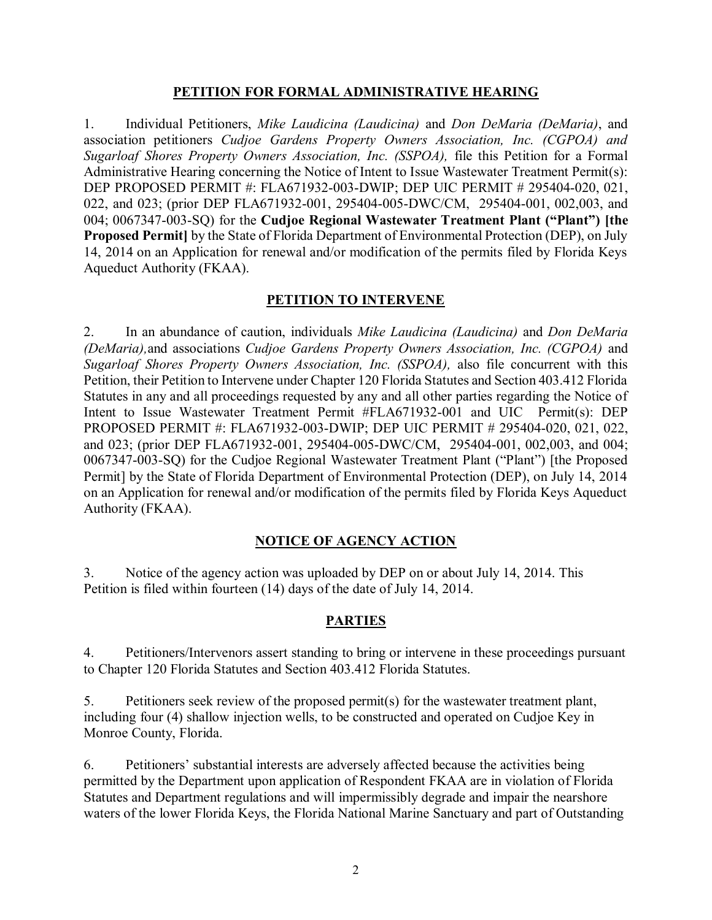## PETITION FOR FORMAL ADMINISTRATIVE HEARING

1. Individual Petitioners, *Mike Laudicina (Laudicina)* and *Don DeMaria (DeMaria)*, and association petitioners *Cudjoe Gardens Property Owners Association, Inc. (CGPOA) and Sugarloaf Shores Property Owners Association, Inc. (SSPOA),* file this Petition for a Formal Administrative Hearing concerning the Notice of Intent to Issue Wastewater Treatment Permit(s): DEP PROPOSED PERMIT #: FLA671932-003-DWIP; DEP UIC PERMIT # 295404-020, 021, 022, and 023; (prior DEP FLA671932-001, 295404-005-DWC/CM, 295404-001, 002,003, and 004; 0067347-003-SQ) for the **Cudjoe Regional Wastewater Treatment Plant ("Plant") [the Proposed Permit]** by the State of Florida Department of Environmental Protection (DEP), on July 14, 2014 on an Application for renewal and/or modification of the permits filed by Florida Keys Aqueduct Authority (FKAA).

## PETITION TO INTERVENE

2. In an abundance of caution, individuals *Mike Laudicina (Laudicina)* and *Don DeMaria (DeMaria),*and associations *Cudjoe Gardens Property Owners Association, Inc. (CGPOA)* and *Sugarloaf Shores Property Owners Association, Inc. (SSPOA),* also file concurrent with this Petition, their Petition to Intervene under Chapter 120 Florida Statutes and Section 403.412 Florida Statutes in any and all proceedings requested by any and all other parties regarding the Notice of Intent to Issue Wastewater Treatment Permit #FLA671932-001 and UIC Permit(s): DEP PROPOSED PERMIT #: FLA671932-003-DWIP; DEP UIC PERMIT # 295404-020, 021, 022, and 023; (prior DEP FLA671932-001, 295404-005-DWC/CM, 295404-001, 002,003, and 004; 0067347-003-SQ) for the Cudjoe Regional Wastewater Treatment Plant ("Plant") [the Proposed Permit] by the State of Florida Department of Environmental Protection (DEP), on July 14, 2014 on an Application for renewal and/or modification of the permits filed by Florida Keys Aqueduct Authority (FKAA).

## NOTICE OF AGENCY ACTION

3. Notice of the agency action was uploaded by DEP on or about July 14, 2014. This Petition is filed within fourteen (14) days of the date of July 14, 2014.

## PARTIES

4. Petitioners/Intervenors assert standing to bring or intervene in these proceedings pursuant to Chapter 120 Florida Statutes and Section 403.412 Florida Statutes.

5. Petitioners seek review of the proposed permit(s) for the wastewater treatment plant, including four (4) shallow injection wells, to be constructed and operated on Cudjoe Key in Monroe County, Florida.

6. Petitioners' substantial interests are adversely affected because the activities being permitted by the Department upon application of Respondent FKAA are in violation of Florida Statutes and Department regulations and will impermissibly degrade and impair the nearshore waters of the lower Florida Keys, the Florida National Marine Sanctuary and part of Outstanding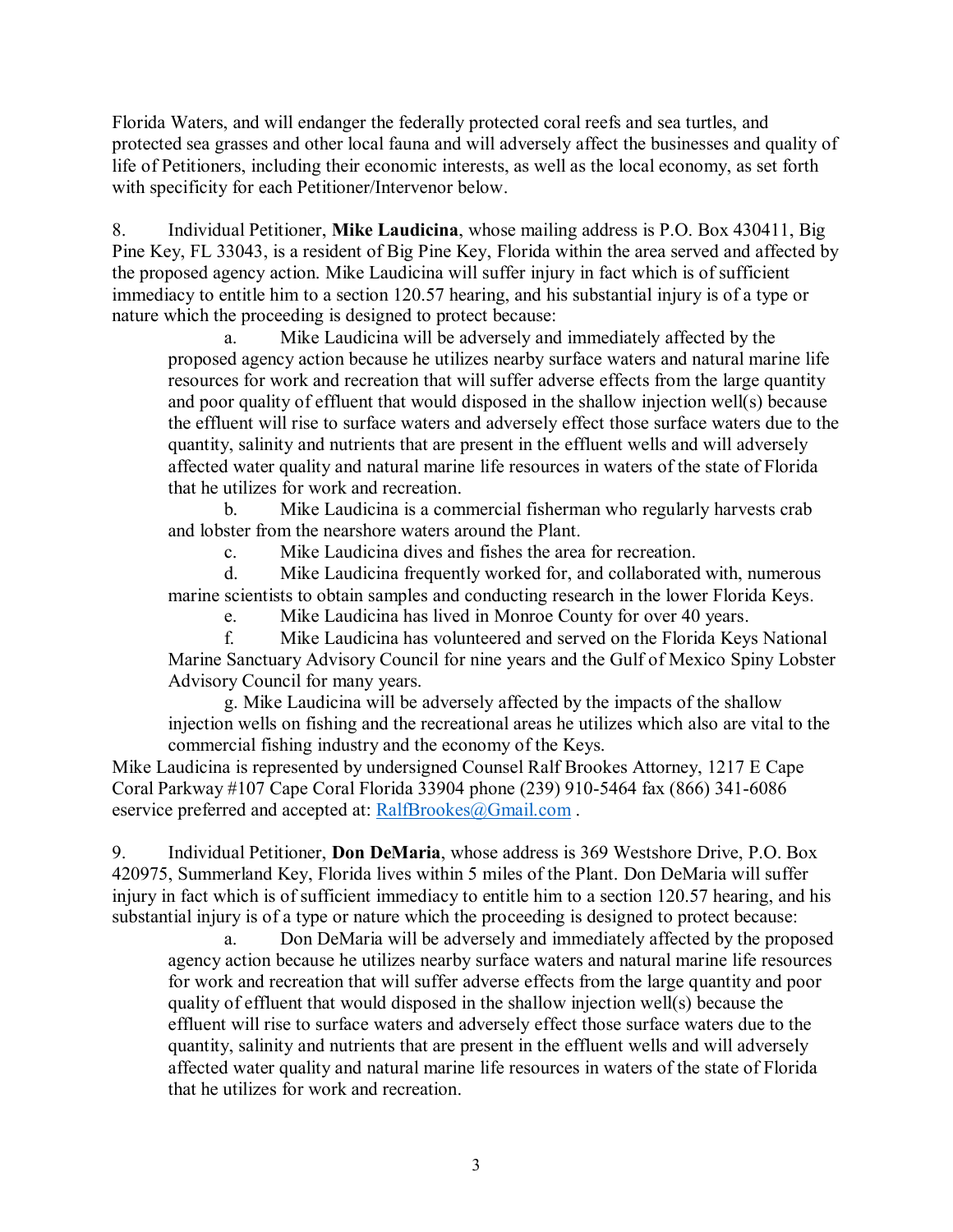Florida Waters, and will endanger the federally protected coral reefs and sea turtles, and protected sea grasses and other local fauna and will adversely affect the businesses and quality of life of Petitioners, including their economic interests, as well as the local economy, as set forth with specificity for each Petitioner/Intervenor below.

8. Individual Petitioner, **Mike Laudicina**, whose mailing address is P.O. Box 430411, Big Pine Key, FL 33043, is a resident of Big Pine Key, Florida within the area served and affected by the proposed agency action. Mike Laudicina will suffer injury in fact which is of sufficient immediacy to entitle him to a section 120.57 hearing, and his substantial injury is of a type or nature which the proceeding is designed to protect because:

a. Mike Laudicina will be adversely and immediately affected by the proposed agency action because he utilizes nearby surface waters and natural marine life resources for work and recreation that will suffer adverse effects from the large quantity and poor quality of effluent that would disposed in the shallow injection well(s) because the effluent will rise to surface waters and adversely effect those surface waters due to the quantity, salinity and nutrients that are present in the effluent wells and will adversely affected water quality and natural marine life resources in waters of the state of Florida that he utilizes for work and recreation.

b. Mike Laudicina is a commercial fisherman who regularly harvests crab and lobster from the nearshore waters around the Plant.

c. Mike Laudicina dives and fishes the area for recreation.

d. Mike Laudicina frequently worked for, and collaborated with, numerous marine scientists to obtain samples and conducting research in the lower Florida Keys.

e. Mike Laudicina has lived in Monroe County for over 40 years.

f. Mike Laudicina has volunteered and served on the Florida Keys National Marine Sanctuary Advisory Council for nine years and the Gulf of Mexico Spiny Lobster Advisory Council for many years.

g. Mike Laudicina will be adversely affected by the impacts of the shallow injection wells on fishing and the recreational areas he utilizes which also are vital to the commercial fishing industry and the economy of the Keys.

Mike Laudicina is represented by undersigned Counsel Ralf Brookes Attorney, 1217 E Cape Coral Parkway #107 Cape Coral Florida 33904 phone (239) 910-5464 fax (866) 341-6086 eservice preferred and accepted at: RalfBrookes@Gmail.com .

9. Individual Petitioner, **Don DeMaria**, whose address is 369 Westshore Drive, P.O. Box 420975, Summerland Key, Florida lives within 5 miles of the Plant. Don DeMaria will suffer injury in fact which is of sufficient immediacy to entitle him to a section 120.57 hearing, and his substantial injury is of a type or nature which the proceeding is designed to protect because:

a. Don DeMaria will be adversely and immediately affected by the proposed agency action because he utilizes nearby surface waters and natural marine life resources for work and recreation that will suffer adverse effects from the large quantity and poor quality of effluent that would disposed in the shallow injection well(s) because the effluent will rise to surface waters and adversely effect those surface waters due to the quantity, salinity and nutrients that are present in the effluent wells and will adversely affected water quality and natural marine life resources in waters of the state of Florida that he utilizes for work and recreation.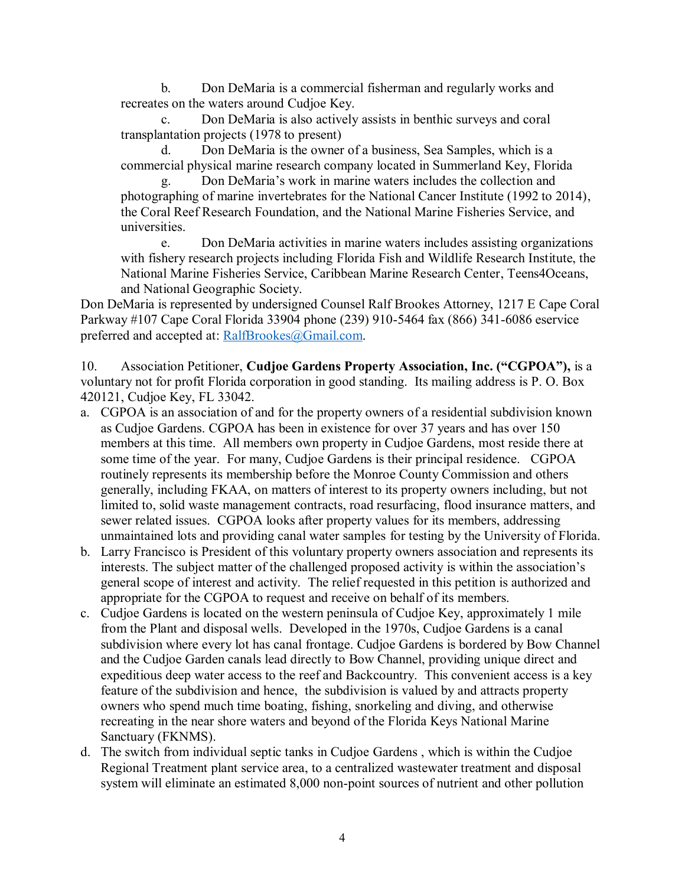b. Don DeMaria is a commercial fisherman and regularly works and recreates on the waters around Cudjoe Key.

c. Don DeMaria is also actively assists in benthic surveys and coral transplantation projects (1978 to present)

d. Don DeMaria is the owner of a business, Sea Samples, which is a commercial physical marine research company located in Summerland Key, Florida

g. Don DeMaria's work in marine waters includes the collection and photographing of marine invertebrates for the National Cancer Institute (1992 to 2014), the Coral Reef Research Foundation, and the National Marine Fisheries Service, and universities.

e. Don DeMaria activities in marine waters includes assisting organizations with fishery research projects including Florida Fish and Wildlife Research Institute, the National Marine Fisheries Service, Caribbean Marine Research Center, Teens4Oceans, and National Geographic Society.

Don DeMaria is represented by undersigned Counsel Ralf Brookes Attorney, 1217 E Cape Coral Parkway #107 Cape Coral Florida 33904 phone (239) 910-5464 fax (866) 341-6086 eservice preferred and accepted at: RalfBrookes@Gmail.com.

10. Association Petitioner, **Cudjoe Gardens Property Association, Inc. ("CGPOA"),** is a voluntary not for profit Florida corporation in good standing. Its mailing address is P. O. Box 420121, Cudjoe Key, FL 33042.

a. CGPOA is an association of and for the property owners of a residential subdivision known as Cudjoe Gardens. CGPOA has been in existence for over 37 years and has over 150 members at this time. All members own property in Cudjoe Gardens, most reside there at some time of the year. For many, Cudjoe Gardens is their principal residence. CGPOA routinely represents its membership before the Monroe County Commission and others generally, including FKAA, on matters of interest to its property owners including, but not limited to, solid waste management contracts, road resurfacing, flood insurance matters, and sewer related issues. CGPOA looks after property values for its members, addressing unmaintained lots and providing canal water samples for testing by the University of Florida.

b. Larry Francisco is President of this voluntary property owners association and represents its interests. The subject matter of the challenged proposed activity is within the association's general scope of interest and activity. The relief requested in this petition is authorized and appropriate for the CGPOA to request and receive on behalf of its members.

c. Cudjoe Gardens is located on the western peninsula of Cudjoe Key, approximately 1 mile from the Plant and disposal wells. Developed in the 1970s, Cudjoe Gardens is a canal subdivision where every lot has canal frontage. Cudjoe Gardens is bordered by Bow Channel and the Cudjoe Garden canals lead directly to Bow Channel, providing unique direct and expeditious deep water access to the reef and Backcountry. This convenient access is a key feature of the subdivision and hence, the subdivision is valued by and attracts property owners who spend much time boating, fishing, snorkeling and diving, and otherwise recreating in the near shore waters and beyond of the Florida Keys National Marine Sanctuary (FKNMS).

d. The switch from individual septic tanks in Cudjoe Gardens , which is within the Cudjoe Regional Treatment plant service area, to a centralized wastewater treatment and disposal system will eliminate an estimated 8,000 non-point sources of nutrient and other pollution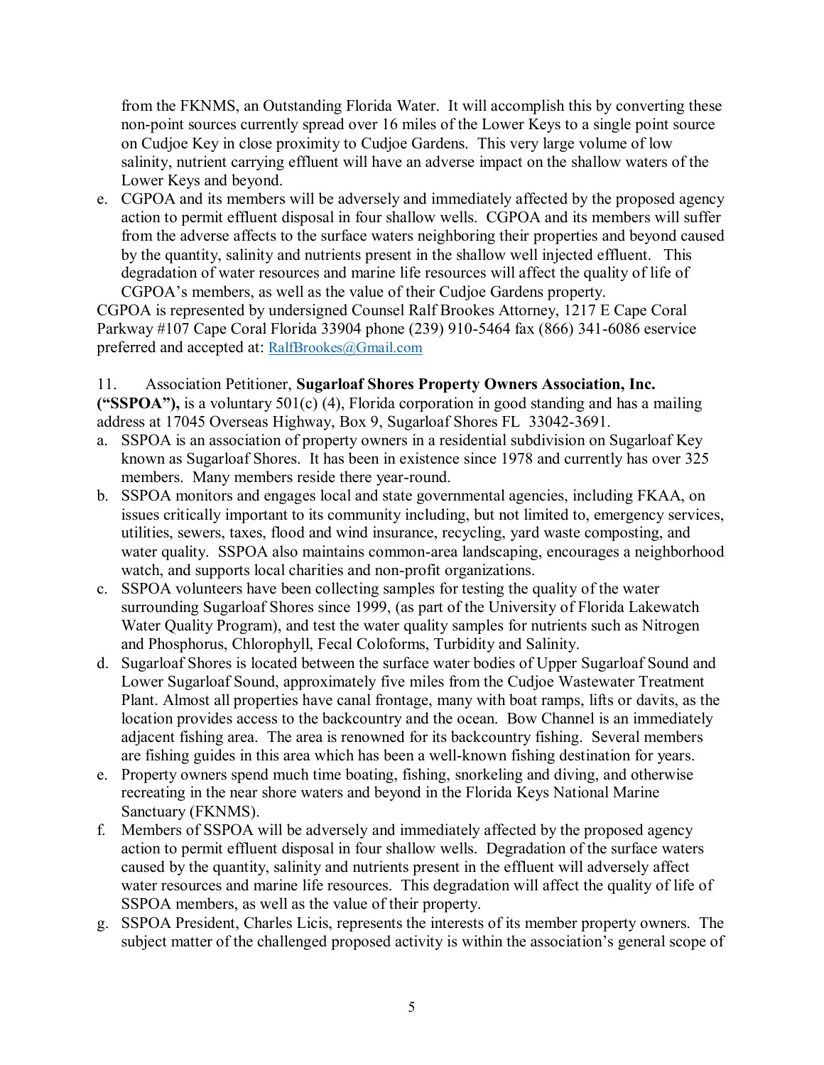from the FKNMS, an Outstanding Florida Water. It will accomplish this by converting these non-point sources currently spread over 16 miles of the Lower Keys to a single point source on Cudjoe Key in close proximity to Cudjoe Gardens. This very large volume of low salinity, nutrient carrying effluent will have an adverse impact on the shallow waters of the Lower Keys and beyond.

e. CGPOA and its members will be adversely and immediately affected by the proposed agency action to permit effluent disposal in four shallow wells. CGPOA and its members will suffer from the adverse affects to the surface waters neighboring their properties and beyond caused by the quantity, salinity and nutrients present in the shallow well injected effluent. This degradation of water resources and marine life resources will affect the quality of life of CGPOA's members, as well as the value of their Cudjoe Gardens property.

CGPOA is represented by undersigned Counsel Ralf Brookes Attorney, 1217 E Cape Coral Parkway #107 Cape Coral Florida 33904 phone (239) 910-5464 fax (866) 341-6086 eservice preferred and accepted at: RalfBrookes@Gmail.com

11. Association Petitioner, **Sugarloaf Shores Property Owners Association, Inc. ("SSPOA"),** is a voluntary 501(c) (4), Florida corporation in good standing and has a mailing address at 17045 Overseas Highway, Box 9, Sugarloaf Shores FL 33042-3691.

a. SSPOA is an association of property owners in a residential subdivision on Sugarloaf Key known as Sugarloaf Shores. It has been in existence since 1978 and currently has over 325 members. Many members reside there year-round.

b. SSPOA monitors and engages local and state governmental agencies, including FKAA, on issues critically important to its community including, but not limited to, emergency services, utilities, sewers, taxes, flood and wind insurance, recycling, yard waste composting, and water quality. SSPOA also maintains common-area landscaping, encourages a neighborhood watch, and supports local charities and non-profit organizations.

c. SSPOA volunteers have been collecting samples for testing the quality of the water surrounding Sugarloaf Shores since 1999, (as part of the University of Florida Lakewatch Water Quality Program), and test the water quality samples for nutrients such as Nitrogen and Phosphorus, Chlorophyll, Fecal Coloforms, Turbidity and Salinity.

d. Sugarloaf Shores is located between the surface water bodies of Upper Sugarloaf Sound and Lower Sugarloaf Sound, approximately five miles from the Cudjoe Wastewater Treatment Plant. Almost all properties have canal frontage, many with boat ramps, lifts or davits, as the location provides access to the backcountry and the ocean. Bow Channel is an immediately adjacent fishing area. The area is renowned for its backcountry fishing. Several members are fishing guides in this area which has been a well-known fishing destination for years.

e. Property owners spend much time boating, fishing, snorkeling and diving, and otherwise recreating in the near shore waters and beyond in the Florida Keys National Marine Sanctuary (FKNMS).

f. Members of SSPOA will be adversely and immediately affected by the proposed agency action to permit effluent disposal in four shallow wells. Degradation of the surface waters caused by the quantity, salinity and nutrients present in the effluent will adversely affect water resources and marine life resources. This degradation will affect the quality of life of SSPOA members, as well as the value of their property.

g. SSPOA President, Charles Licis, represents the interests of its member property owners. The subject matter of the challenged proposed activity is within the association's general scope of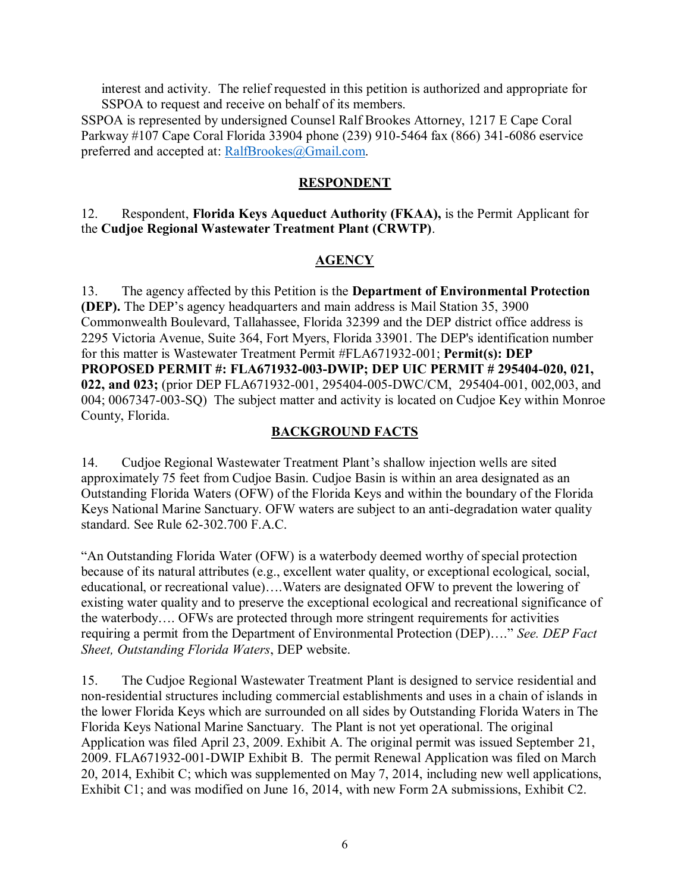interest and activity. The relief requested in this petition is authorized and appropriate for SSPOA to request and receive on behalf of its members.

SSPOA is represented by undersigned Counsel Ralf Brookes Attorney, 1217 E Cape Coral Parkway #107 Cape Coral Florida 33904 phone (239) 910-5464 fax (866) 341-6086 eservice preferred and accepted at: RalfBrookes@Gmail.com.

## RESPONDENT

12. Respondent, **Florida Keys Aqueduct Authority (FKAA),** is the Permit Applicant for the **Cudjoe Regional Wastewater Treatment Plant (CRWTP)**.

## AGENCY

13. The agency affected by this Petition is the **Department of Environmental Protection (DEP).** The DEP's agency headquarters and main address is Mail Station 35, 3900 Commonwealth Boulevard, Tallahassee, Florida 32399 and the DEP district office address is 2295 Victoria Avenue, Suite 364, Fort Myers, Florida 33901. The DEP's identification number for this matter is Wastewater Treatment Permit #FLA671932-001; **Permit(s): DEP PROPOSED PERMIT #: FLA671932-003-DWIP; DEP UIC PERMIT # 295404-020, 021, 022, and 023;** (prior DEP FLA671932-001, 295404-005-DWC/CM, 295404-001, 002,003, and 004; 0067347-003-SQ) The subject matter and activity is located on Cudjoe Key within Monroe County, Florida.

## BACKGROUND FACTS

14. Cudjoe Regional Wastewater Treatment Plant's shallow injection wells are sited approximately 75 feet from Cudjoe Basin. Cudjoe Basin is within an area designated as an Outstanding Florida Waters (OFW) of the Florida Keys and within the boundary of the Florida Keys National Marine Sanctuary. OFW waters are subject to an anti-degradation water quality standard. See Rule 62-302.700 F.A.C.

"An Outstanding Florida Water (OFW) is a waterbody deemed worthy of special protection because of its natural attributes (e.g., excellent water quality, or exceptional ecological, social, educational, or recreational value)….Waters are designated OFW to prevent the lowering of existing water quality and to preserve the exceptional ecological and recreational significance of the waterbody…. OFWs are protected through more stringent requirements for activities requiring a permit from the Department of Environmental Protection (DEP)…." *See. DEP Fact Sheet, Outstanding Florida Waters*, DEP website.

15. The Cudjoe Regional Wastewater Treatment Plant is designed to service residential and non-residential structures including commercial establishments and uses in a chain of islands in the lower Florida Keys which are surrounded on all sides by Outstanding Florida Waters in The Florida Keys National Marine Sanctuary. The Plant is not yet operational. The original Application was filed April 23, 2009. Exhibit A. The original permit was issued September 21, 2009. FLA671932-001-DWIP Exhibit B. The permit Renewal Application was filed on March 20, 2014, Exhibit C; which was supplemented on May 7, 2014, including new well applications, Exhibit C1; and was modified on June 16, 2014, with new Form 2A submissions, Exhibit C2.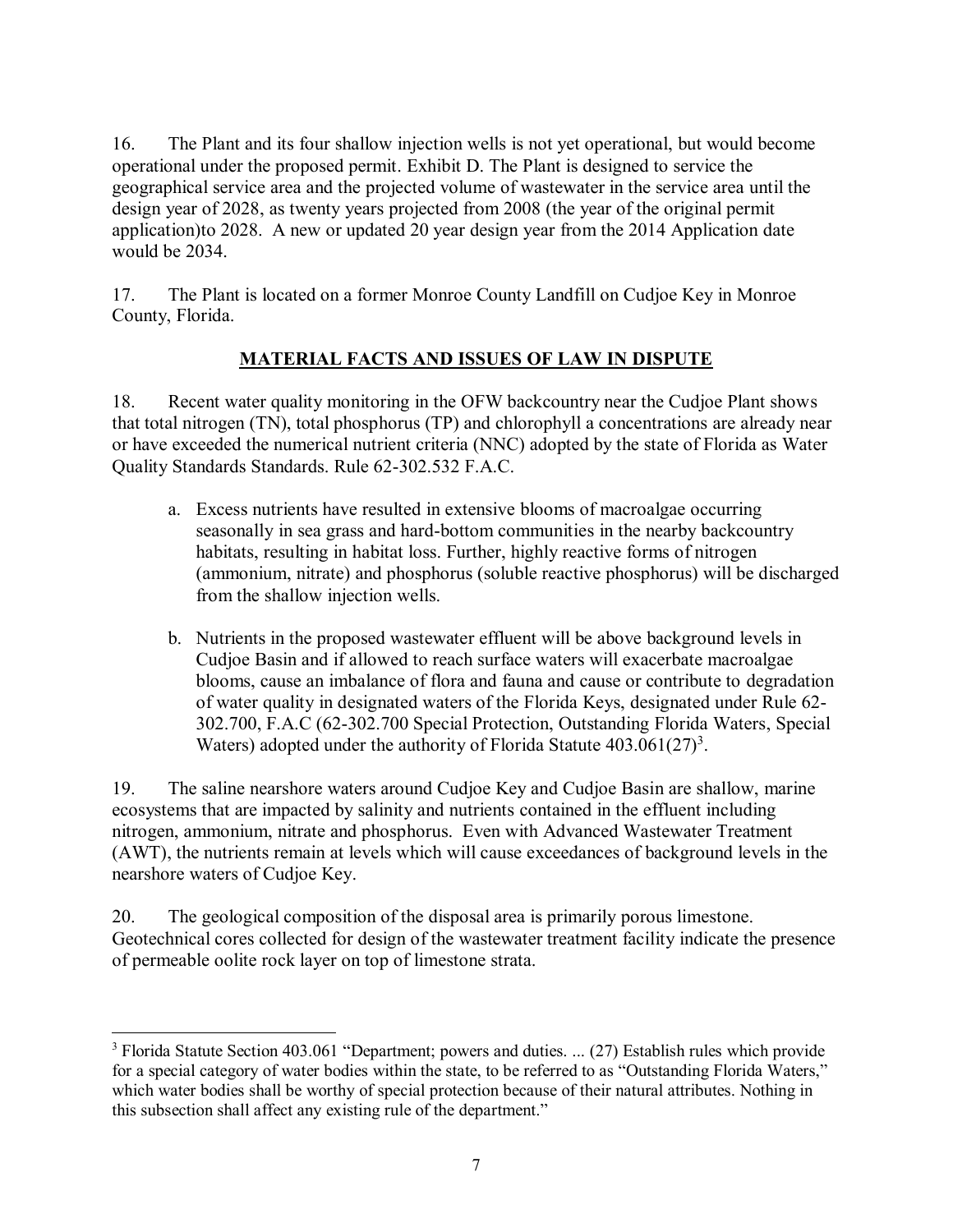16. The Plant and its four shallow injection wells is not yet operational, but would become operational under the proposed permit. Exhibit D. The Plant is designed to service the geographical service area and the projected volume of wastewater in the service area until the design year of 2028, as twenty years projected from 2008 (the year of the original permit application)to 2028. A new or updated 20 year design year from the 2014 Application date would be 2034.

17. The Plant is located on a former Monroe County Landfill on Cudjoe Key in Monroe County, Florida.

## MATERIAL FACTS AND ISSUES OF LAW IN DISPUTE

18. Recent water quality monitoring in the OFW backcountry near the Cudjoe Plant shows that total nitrogen (TN), total phosphorus (TP) and chlorophyll a concentrations are already near or have exceeded the numerical nutrient criteria (NNC) adopted by the state of Florida as Water Quality Standards Standards. Rule 62-302.532 F.A.C.

   a. Excess nutrients have resulted in extensive blooms of macroalgae occurring seasonally in sea grass and hard-bottom communities in the nearby backcountry habitats, resulting in habitat loss. Further, highly reactive forms of nitrogen (ammonium, nitrate) and phosphorus (soluble reactive phosphorus) will be discharged from the shallow injection wells.

   b. Nutrients in the proposed wastewater effluent will be above background levels in Cudjoe Basin and if allowed to reach surface waters will exacerbate macroalgae blooms, cause an imbalance of flora and fauna and cause or contribute to degradation of water quality in designated waters of the Florida Keys, designated under Rule 62-302.700, F.A.C (62-302.700 Special Protection, Outstanding Florida Waters, Special Waters) adopted under the authority of Florida Statute 403.061(27)[3].

19. The saline nearshore waters around Cudjoe Key and Cudjoe Basin are shallow, marine ecosystems that are impacted by salinity and nutrients contained in the effluent including nitrogen, ammonium, nitrate and phosphorus. Even with Advanced Wastewater Treatment (AWT), the nutrients remain at levels which will cause exceedances of background levels in the nearshore waters of Cudjoe Key.

20. The geological composition of the disposal area is primarily porous limestone. Geotechnical cores collected for design of the wastewater treatment facility indicate the presence of permeable oolite rock layer on top of limestone strata.

---

[3] Florida Statute Section 403.061 "Department; powers and duties. ... (27) Establish rules which provide for a special category of water bodies within the state, to be referred to as "Outstanding Florida Waters," which water bodies shall be worthy of special protection because of their natural attributes. Nothing in this subsection shall affect any existing rule of the department."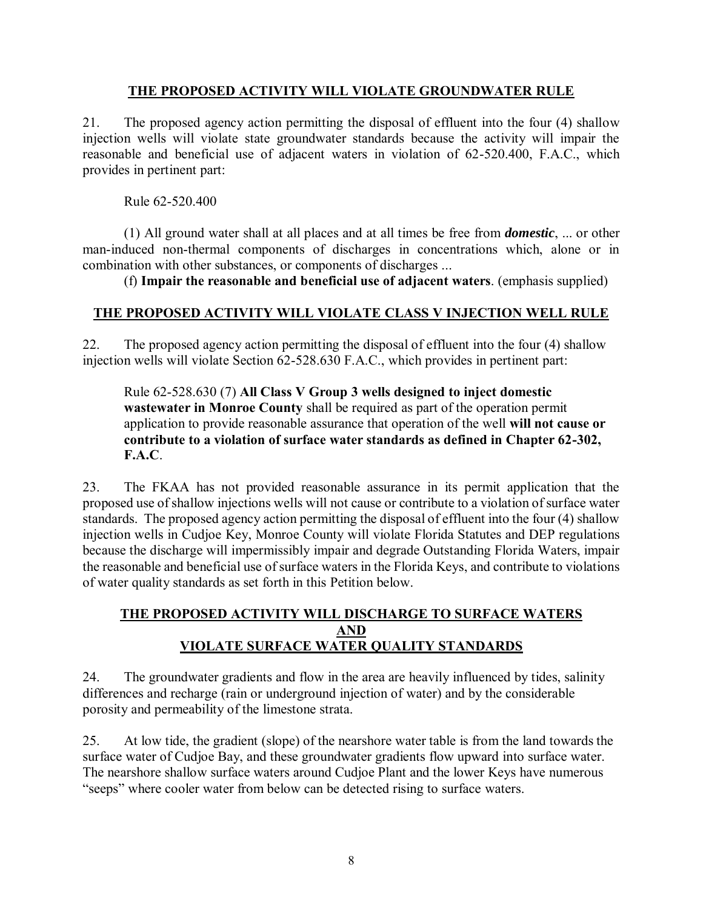## THE PROPOSED ACTIVITY WILL VIOLATE GROUNDWATER RULE

21. The proposed agency action permitting the disposal of effluent into the four (4) shallow injection wells will violate state groundwater standards because the activity will impair the reasonable and beneficial use of adjacent waters in violation of 62-520.400, F.A.C., which provides in pertinent part:

Rule 62-520.400

(1) All ground water shall at all places and at all times be free from ***domestic***, ... or other man-induced non-thermal components of discharges in concentrations which, alone or in combination with other substances, or components of discharges ...

(f) **Impair the reasonable and beneficial use of adjacent waters**. (emphasis supplied)

## THE PROPOSED ACTIVITY WILL VIOLATE CLASS V INJECTION WELL RULE

22. The proposed agency action permitting the disposal of effluent into the four (4) shallow injection wells will violate Section 62-528.630 F.A.C., which provides in pertinent part:

> Rule 62-528.630 (7) **All Class V Group 3 wells designed to inject domestic wastewater in Monroe County** shall be required as part of the operation permit application to provide reasonable assurance that operation of the well **will not cause or contribute to a violation of surface water standards as defined in Chapter 62-302, F.A.C**.

23. The FKAA has not provided reasonable assurance in its permit application that the proposed use of shallow injections wells will not cause or contribute to a violation of surface water standards. The proposed agency action permitting the disposal of effluent into the four (4) shallow injection wells in Cudjoe Key, Monroe County will violate Florida Statutes and DEP regulations because the discharge will impermissibly impair and degrade Outstanding Florida Waters, impair the reasonable and beneficial use of surface waters in the Florida Keys, and contribute to violations of water quality standards as set forth in this Petition below.

## THE PROPOSED ACTIVITY WILL DISCHARGE TO SURFACE WATERS AND VIOLATE SURFACE WATER QUALITY STANDARDS

24. The groundwater gradients and flow in the area are heavily influenced by tides, salinity differences and recharge (rain or underground injection of water) and by the considerable porosity and permeability of the limestone strata.

25. At low tide, the gradient (slope) of the nearshore water table is from the land towards the surface water of Cudjoe Bay, and these groundwater gradients flow upward into surface water. The nearshore shallow surface waters around Cudjoe Plant and the lower Keys have numerous "seeps" where cooler water from below can be detected rising to surface waters.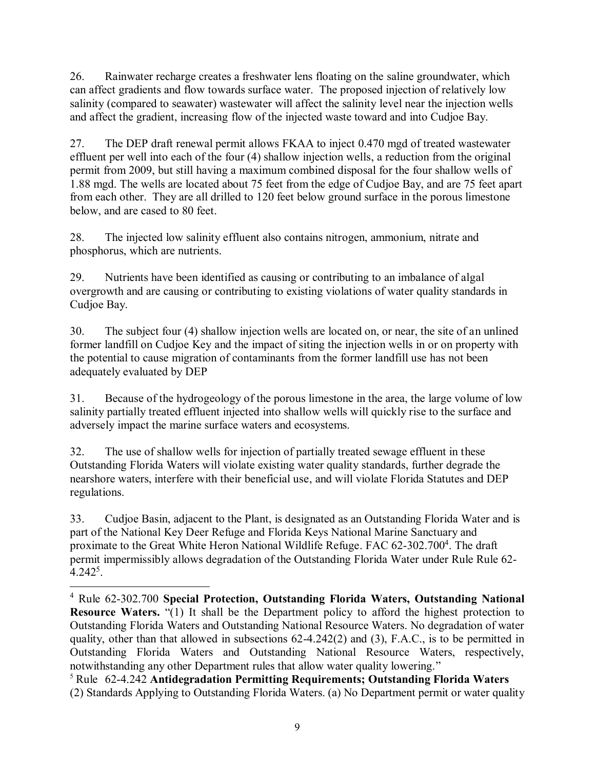26. Rainwater recharge creates a freshwater lens floating on the saline groundwater, which can affect gradients and flow towards surface water. The proposed injection of relatively low salinity (compared to seawater) wastewater will affect the salinity level near the injection wells and affect the gradient, increasing flow of the injected waste toward and into Cudjoe Bay.

27. The DEP draft renewal permit allows FKAA to inject 0.470 mgd of treated wastewater effluent per well into each of the four (4) shallow injection wells, a reduction from the original permit from 2009, but still having a maximum combined disposal for the four shallow wells of 1.88 mgd. The wells are located about 75 feet from the edge of Cudjoe Bay, and are 75 feet apart from each other. They are all drilled to 120 feet below ground surface in the porous limestone below, and are cased to 80 feet.

28. The injected low salinity effluent also contains nitrogen, ammonium, nitrate and phosphorus, which are nutrients.

29. Nutrients have been identified as causing or contributing to an imbalance of algal overgrowth and are causing or contributing to existing violations of water quality standards in Cudjoe Bay.

30. The subject four (4) shallow injection wells are located on, or near, the site of an unlined former landfill on Cudjoe Key and the impact of siting the injection wells in or on property with the potential to cause migration of contaminants from the former landfill use has not been adequately evaluated by DEP

31. Because of the hydrogeology of the porous limestone in the area, the large volume of low salinity partially treated effluent injected into shallow wells will quickly rise to the surface and adversely impact the marine surface waters and ecosystems.

32. The use of shallow wells for injection of partially treated sewage effluent in these Outstanding Florida Waters will violate existing water quality standards, further degrade the nearshore waters, interfere with their beneficial use, and will violate Florida Statutes and DEP regulations.

33. Cudjoe Basin, adjacent to the Plant, is designated as an Outstanding Florida Water and is part of the National Key Deer Refuge and Florida Keys National Marine Sanctuary and proximate to the Great White Heron National Wildlife Refuge. FAC 62-302.700[4]. The draft permit impermissibly allows degradation of the Outstanding Florida Water under Rule Rule 62-4.242[5].

---

[4] Rule 62-302.700 **Special Protection, Outstanding Florida Waters, Outstanding National Resource Waters.** "(1) It shall be the Department policy to afford the highest protection to Outstanding Florida Waters and Outstanding National Resource Waters. No degradation of water quality, other than that allowed in subsections 62-4.242(2) and (3), F.A.C., is to be permitted in Outstanding Florida Waters and Outstanding National Resource Waters, respectively, notwithstanding any other Department rules that allow water quality lowering."

[5] Rule 62-4.242 **Antidegradation Permitting Requirements; Outstanding Florida Waters** (2) Standards Applying to Outstanding Florida Waters. (a) No Department permit or water quality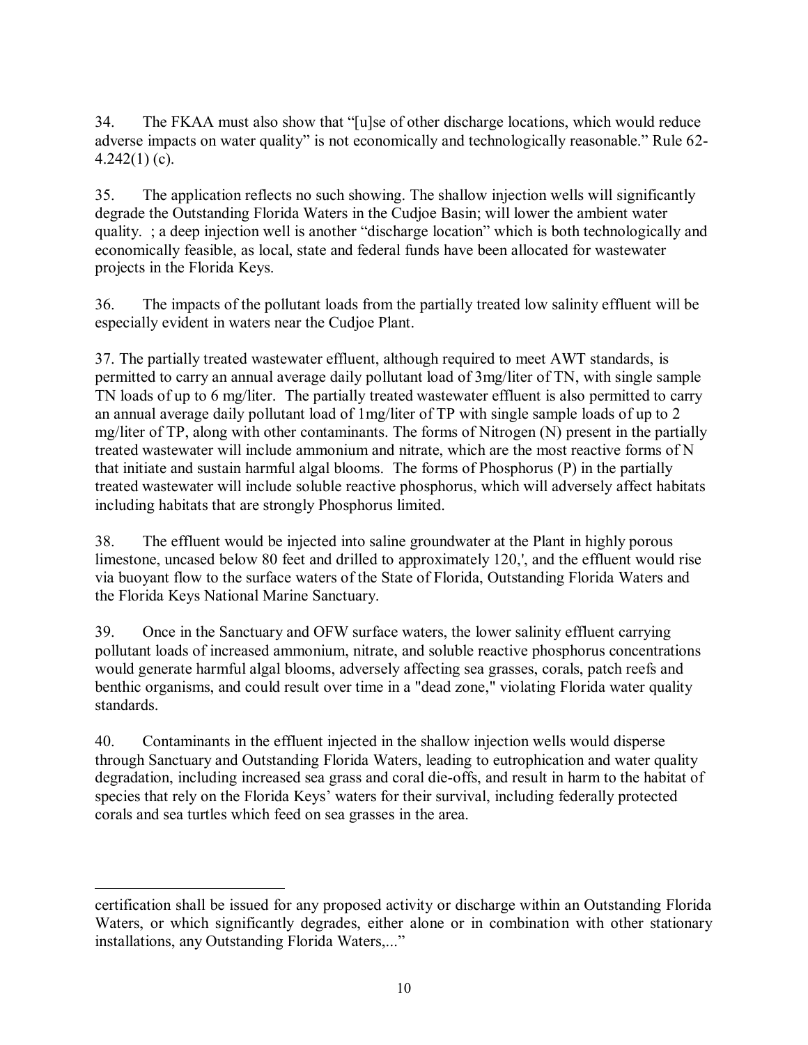34. The FKAA must also show that "[u]se of other discharge locations, which would reduce adverse impacts on water quality" is not economically and technologically reasonable." Rule 62-4.242(1) (c).

35. The application reflects no such showing. The shallow injection wells will significantly degrade the Outstanding Florida Waters in the Cudjoe Basin; will lower the ambient water quality. ; a deep injection well is another "discharge location" which is both technologically and economically feasible, as local, state and federal funds have been allocated for wastewater projects in the Florida Keys.

36. The impacts of the pollutant loads from the partially treated low salinity effluent will be especially evident in waters near the Cudjoe Plant.

37. The partially treated wastewater effluent, although required to meet AWT standards, is permitted to carry an annual average daily pollutant load of 3mg/liter of TN, with single sample TN loads of up to 6 mg/liter. The partially treated wastewater effluent is also permitted to carry an annual average daily pollutant load of 1mg/liter of TP with single sample loads of up to 2 mg/liter of TP, along with other contaminants. The forms of Nitrogen (N) present in the partially treated wastewater will include ammonium and nitrate, which are the most reactive forms of N that initiate and sustain harmful algal blooms. The forms of Phosphorus (P) in the partially treated wastewater will include soluble reactive phosphorus, which will adversely affect habitats including habitats that are strongly Phosphorus limited.

38. The effluent would be injected into saline groundwater at the Plant in highly porous limestone, uncased below 80 feet and drilled to approximately 120,', and the effluent would rise via buoyant flow to the surface waters of the State of Florida, Outstanding Florida Waters and the Florida Keys National Marine Sanctuary.

39. Once in the Sanctuary and OFW surface waters, the lower salinity effluent carrying pollutant loads of increased ammonium, nitrate, and soluble reactive phosphorus concentrations would generate harmful algal blooms, adversely affecting sea grasses, corals, patch reefs and benthic organisms, and could result over time in a "dead zone," violating Florida water quality standards.

40. Contaminants in the effluent injected in the shallow injection wells would disperse through Sanctuary and Outstanding Florida Waters, leading to eutrophication and water quality degradation, including increased sea grass and coral die-offs, and result in harm to the habitat of species that rely on the Florida Keys' waters for their survival, including federally protected corals and sea turtles which feed on sea grasses in the area.

---

certification shall be issued for any proposed activity or discharge within an Outstanding Florida Waters, or which significantly degrades, either alone or in combination with other stationary installations, any Outstanding Florida Waters,..."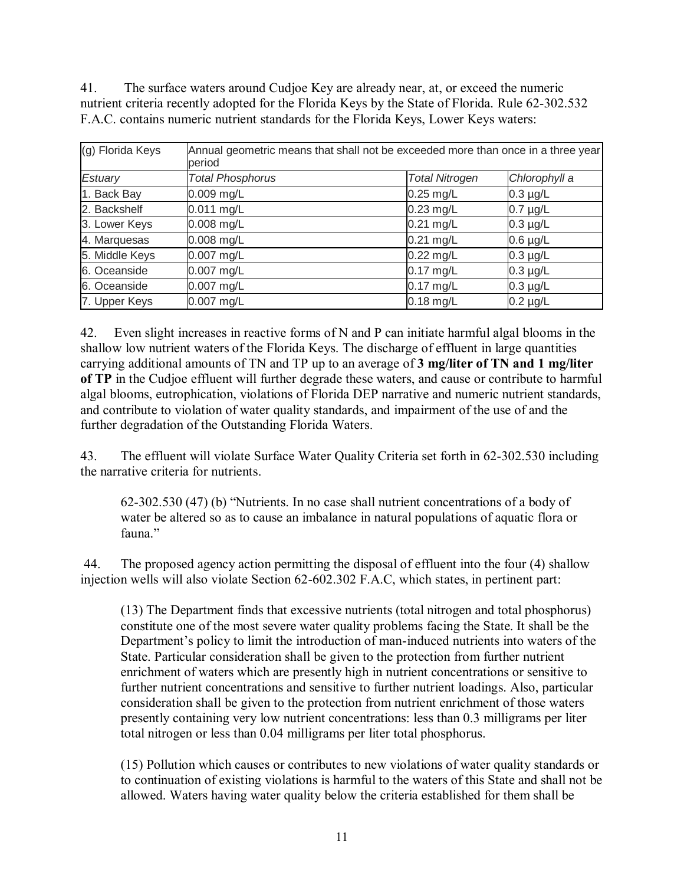41. The surface waters around Cudjoe Key are already near, at, or exceed the numeric nutrient criteria recently adopted for the Florida Keys by the State of Florida. Rule 62-302.532 F.A.C. contains numeric nutrient standards for the Florida Keys, Lower Keys waters:

| (g) Florida Keys | Annual geometric means that shall not be exceeded more than once in a three year period | | |
|---|---|---|---|
| *Estuary* | *Total Phosphorus* | *Total Nitrogen* | *Chlorophyll a* |
| 1. Back Bay | 0.009 mg/L | 0.25 mg/L | 0.3 µg/L |
| 2. Backshelf | 0.011 mg/L | 0.23 mg/L | 0.7 µg/L |
| 3. Lower Keys | 0.008 mg/L | 0.21 mg/L | 0.3 µg/L |
| 4. Marquesas | 0.008 mg/L | 0.21 mg/L | 0.6 µg/L |
| 5. Middle Keys | 0.007 mg/L | 0.22 mg/L | 0.3 µg/L |
| 6. Oceanside | 0.007 mg/L | 0.17 mg/L | 0.3 µg/L |
| 6. Oceanside | 0.007 mg/L | 0.17 mg/L | 0.3 µg/L |
| 7. Upper Keys | 0.007 mg/L | 0.18 mg/L | 0.2 µg/L |

42. Even slight increases in reactive forms of N and P can initiate harmful algal blooms in the shallow low nutrient waters of the Florida Keys. The discharge of effluent in large quantities carrying additional amounts of TN and TP up to an average of **3 mg/liter of TN and 1 mg/liter of TP** in the Cudjoe effluent will further degrade these waters, and cause or contribute to harmful algal blooms, eutrophication, violations of Florida DEP narrative and numeric nutrient standards, and contribute to violation of water quality standards, and impairment of the use of and the further degradation of the Outstanding Florida Waters.

43. The effluent will violate Surface Water Quality Criteria set forth in 62-302.530 including the narrative criteria for nutrients.

> 62-302.530 (47) (b) "Nutrients. In no case shall nutrient concentrations of a body of water be altered so as to cause an imbalance in natural populations of aquatic flora or fauna."

44. The proposed agency action permitting the disposal of effluent into the four (4) shallow injection wells will also violate Section 62-602.302 F.A.C, which states, in pertinent part:

> (13) The Department finds that excessive nutrients (total nitrogen and total phosphorus) constitute one of the most severe water quality problems facing the State. It shall be the Department's policy to limit the introduction of man-induced nutrients into waters of the State. Particular consideration shall be given to the protection from further nutrient enrichment of waters which are presently high in nutrient concentrations or sensitive to further nutrient concentrations and sensitive to further nutrient loadings. Also, particular consideration shall be given to the protection from nutrient enrichment of those waters presently containing very low nutrient concentrations: less than 0.3 milligrams per liter total nitrogen or less than 0.04 milligrams per liter total phosphorus.
>
> (15) Pollution which causes or contributes to new violations of water quality standards or to continuation of existing violations is harmful to the waters of this State and shall not be allowed. Waters having water quality below the criteria established for them shall be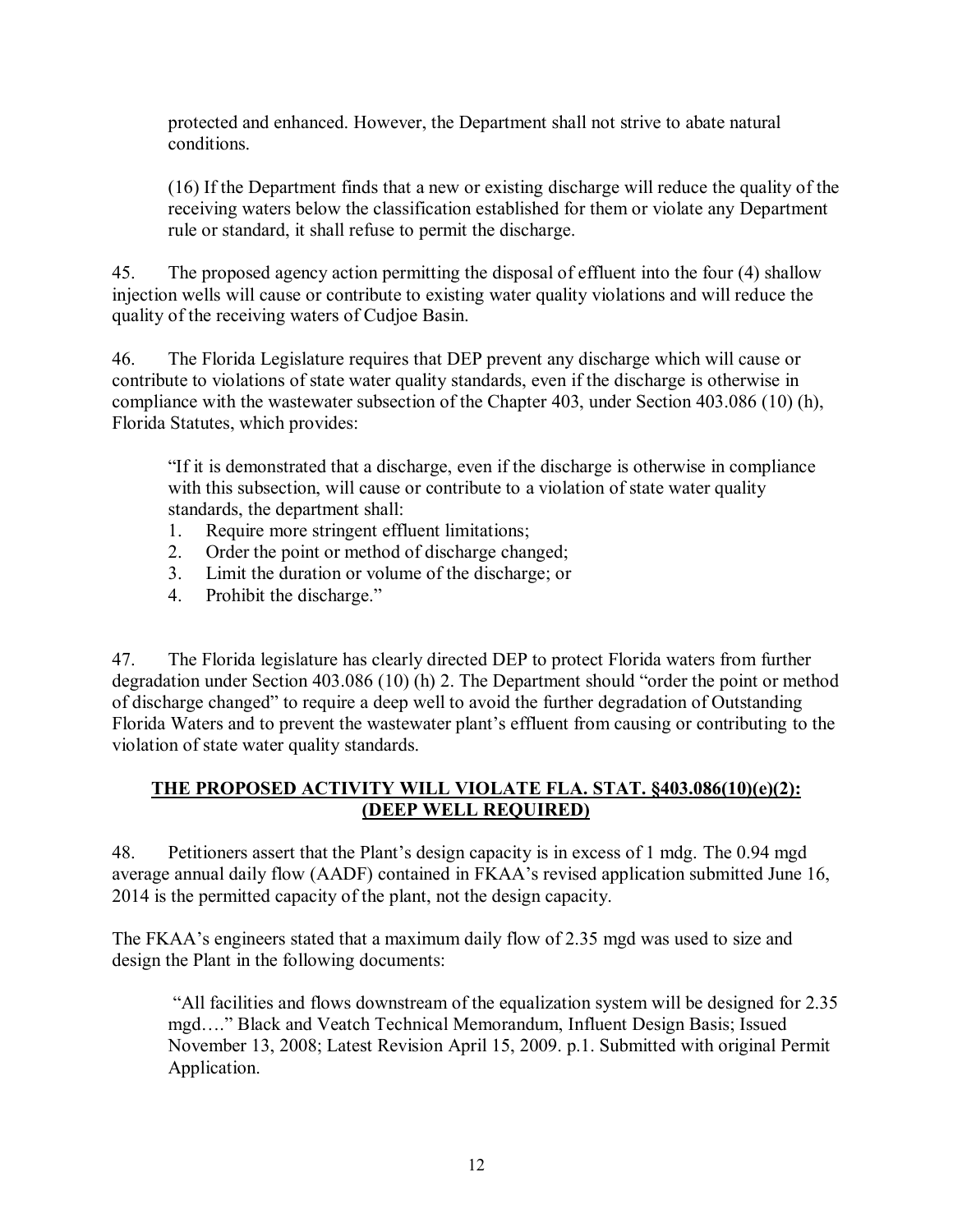> protected and enhanced. However, the Department shall not strive to abate natural conditions.
>
> (16) If the Department finds that a new or existing discharge will reduce the quality of the receiving waters below the classification established for them or violate any Department rule or standard, it shall refuse to permit the discharge.

45. The proposed agency action permitting the disposal of effluent into the four (4) shallow injection wells will cause or contribute to existing water quality violations and will reduce the quality of the receiving waters of Cudjoe Basin.

46. The Florida Legislature requires that DEP prevent any discharge which will cause or contribute to violations of state water quality standards, even if the discharge is otherwise in compliance with the wastewater subsection of the Chapter 403, under Section 403.086 (10) (h), Florida Statutes, which provides:

> "If it is demonstrated that a discharge, even if the discharge is otherwise in compliance with this subsection, will cause or contribute to a violation of state water quality standards, the department shall:
>
> 1. Require more stringent effluent limitations;
> 2. Order the point or method of discharge changed;
> 3. Limit the duration or volume of the discharge; or
> 4. Prohibit the discharge."

47. The Florida legislature has clearly directed DEP to protect Florida waters from further degradation under Section 403.086 (10) (h) 2. The Department should "order the point or method of discharge changed" to require a deep well to avoid the further degradation of Outstanding Florida Waters and to prevent the wastewater plant's effluent from causing or contributing to the violation of state water quality standards.

## <u>THE PROPOSED ACTIVITY WILL VIOLATE FLA. STAT. §403.086(10)(e)(2): (DEEP WELL REQUIRED)</u>

48. Petitioners assert that the Plant's design capacity is in excess of 1 mdg. The 0.94 mgd average annual daily flow (AADF) contained in FKAA's revised application submitted June 16, 2014 is the permitted capacity of the plant, not the design capacity.

The FKAA's engineers stated that a maximum daily flow of 2.35 mgd was used to size and design the Plant in the following documents:

> "All facilities and flows downstream of the equalization system will be designed for 2.35 mgd…." Black and Veatch Technical Memorandum, Influent Design Basis; Issued November 13, 2008; Latest Revision April 15, 2009. p.1. Submitted with original Permit Application.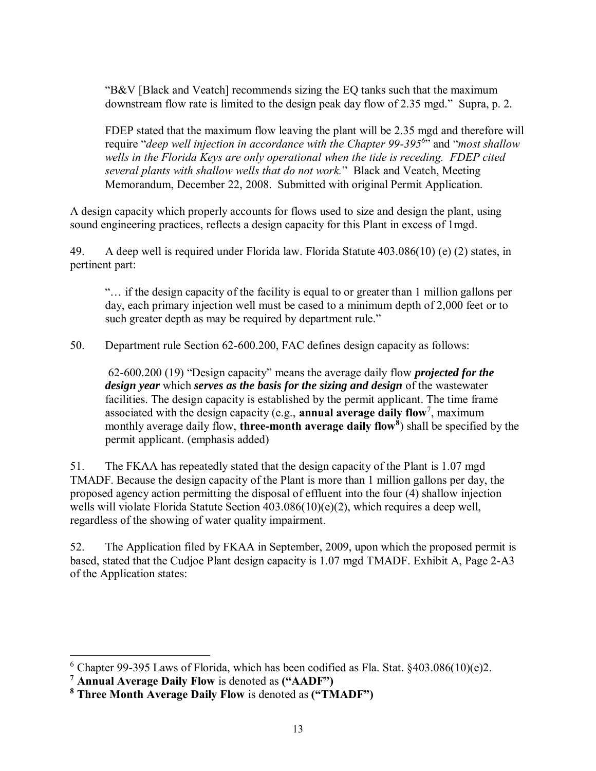> "B&V [Black and Veatch] recommends sizing the EQ tanks such that the maximum downstream flow rate is limited to the design peak day flow of 2.35 mgd." Supra, p. 2.
>
> FDEP stated that the maximum flow leaving the plant will be 2.35 mgd and therefore will require "*deep well injection in accordance with the Chapter 99-395*[6]" and "*most shallow wells in the Florida Keys are only operational when the tide is receding. FDEP cited several plants with shallow wells that do not work.*" Black and Veatch, Meeting Memorandum, December 22, 2008. Submitted with original Permit Application.

A design capacity which properly accounts for flows used to size and design the plant, using sound engineering practices, reflects a design capacity for this Plant in excess of 1mgd.

49. A deep well is required under Florida law. Florida Statute 403.086(10) (e) (2) states, in pertinent part:

> "… if the design capacity of the facility is equal to or greater than 1 million gallons per day, each primary injection well must be cased to a minimum depth of 2,000 feet or to such greater depth as may be required by department rule."

50. Department rule Section 62-600.200, FAC defines design capacity as follows:

> 62-600.200 (19) "Design capacity" means the average daily flow ***projected for the design year*** which ***serves as the basis for the sizing and design*** of the wastewater facilities. The design capacity is established by the permit applicant. The time frame associated with the design capacity (e.g., **annual average daily flow**[7], maximum monthly average daily flow, **three-month average daily flow**[8]) shall be specified by the permit applicant. (emphasis added)

51. The FKAA has repeatedly stated that the design capacity of the Plant is 1.07 mgd TMADF. Because the design capacity of the Plant is more than 1 million gallons per day, the proposed agency action permitting the disposal of effluent into the four (4) shallow injection wells will violate Florida Statute Section 403.086(10)(e)(2), which requires a deep well, regardless of the showing of water quality impairment.

52. The Application filed by FKAA in September, 2009, upon which the proposed permit is based, stated that the Cudjoe Plant design capacity is 1.07 mgd TMADF. Exhibit A, Page 2-A3 of the Application states:

---

[6] Chapter 99-395 Laws of Florida, which has been codified as Fla. Stat. §403.086(10)(e)2.

[7] **Annual Average Daily Flow** is denoted as **("AADF")**

[8] **Three Month Average Daily Flow** is denoted as **("TMADF")**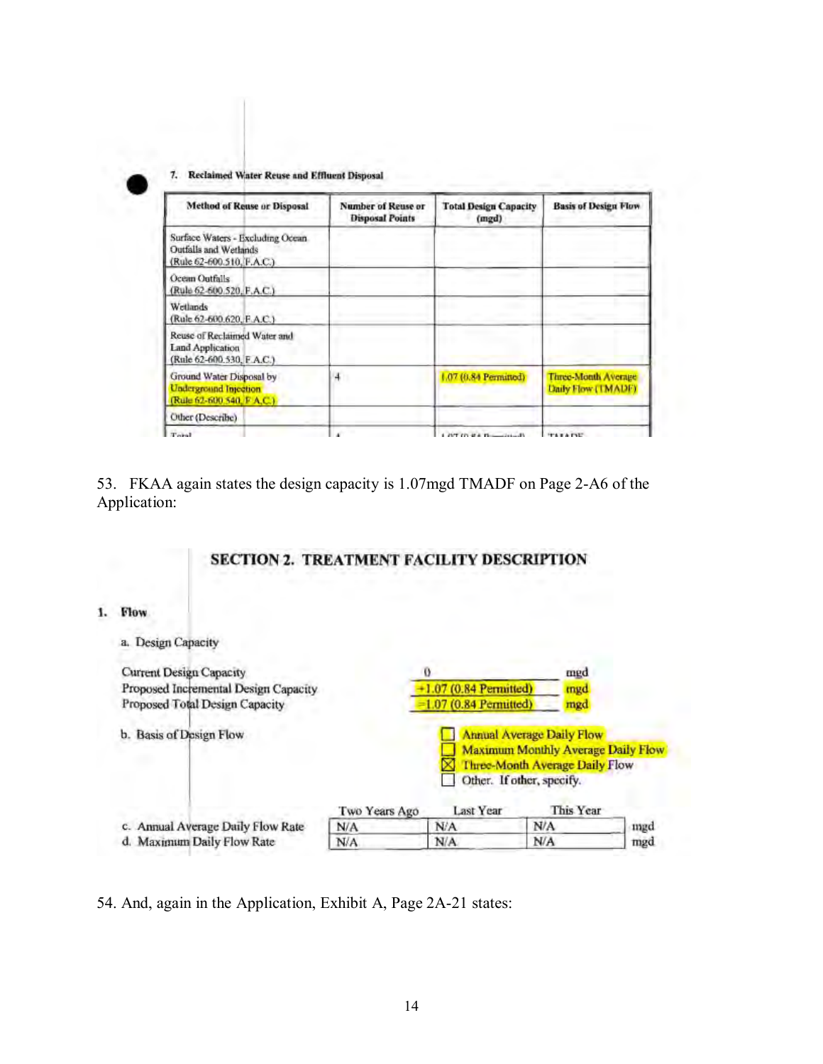**7. Reclaimed Water Reuse and Effluent Disposal**

| Method of Reuse or Disposal | Number of Reuse or Disposal Points | Total Design Capacity (mgd) | Basis of Design Flow |
|---|---|---|---|
| Surface Waters - Excluding Ocean Outfalls and Wetlands (Rule 62-600.510, F.A.C.) | | | |
| Ocean Outfalls (Rule 62-600.520, F.A.C.) | | | |
| Wetlands (Rule 62-600.620, F.A.C.) | | | |
| Reuse of Reclaimed Water and Land Application (Rule 62-600.530, F.A.C.) | | | |
| Ground Water Disposal by Underground Injection (Rule 62-600.540, F.A.C.) | 4 | 1.07 (0.84 Permitted) | Three-Month Average Daily Flow (TMADF) |
| Other (Describe) | | | |
| Total | 4 | 1.07 (0.84 Permitted) | TMADF |

53. FKAA again states the design capacity is 1.07mgd TMADF on Page 2-A6 of the Application:

**SECTION 2. TREATMENT FACILITY DESCRIPTION**

**1. Flow**

a. Design Capacity

| | | |
|---|---|---|
| Current Design Capacity | 0 | mgd |
| Proposed Incremental Design Capacity | +1.07 (0.84 Permitted) | mgd |
| Proposed Total Design Capacity | =1.07 (0.84 Permitted) | mgd |

b. Basis of Design Flow

- ☐ Annual Average Daily Flow
- ☐ Maximum Monthly Average Daily Flow
- ☒ Three-Month Average Daily Flow
- ☐ Other. If other, specify.

| | Two Years Ago | Last Year | This Year | |
|---|---|---|---|---|
| c. Annual Average Daily Flow Rate | N/A | N/A | N/A | mgd |
| d. Maximum Daily Flow Rate | N/A | N/A | N/A | mgd |

54. And, again in the Application, Exhibit A, Page 2A-21 states: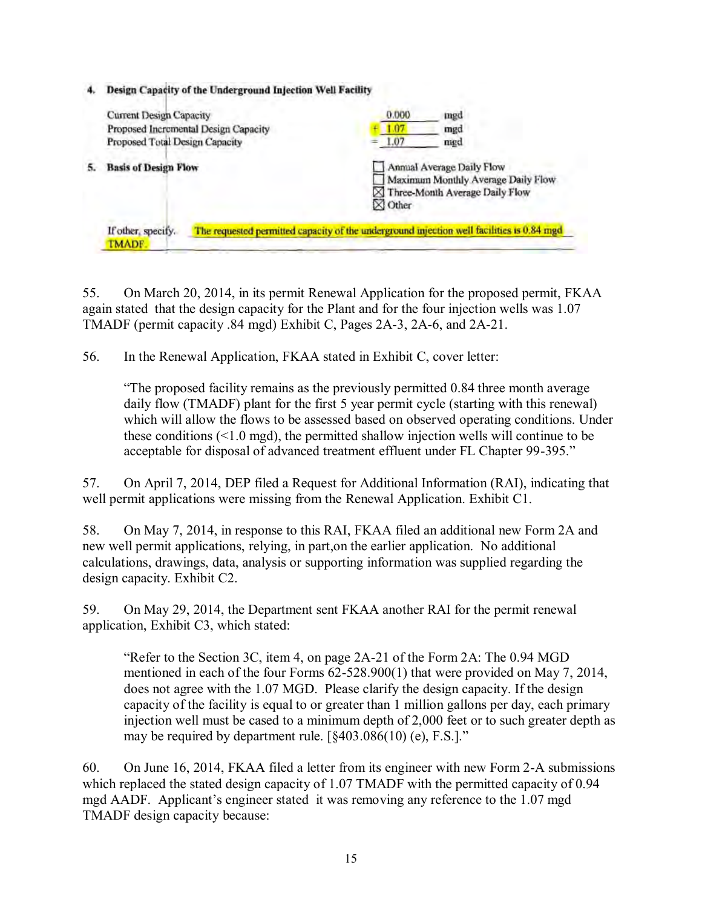**4. Design Capacity of the Underground Injection Well Facility**

| | | |
|---|---|---|
| Current Design Capacity | 0.000 | mgd |
| Proposed Incremental Design Capacity | + 1.07 | mgd |
| Proposed Total Design Capacity | = 1.07 | mgd |

**5. Basis of Design Flow**

☐ Annual Average Daily Flow
☐ Maximum Monthly Average Daily Flow
☒ Three-Month Average Daily Flow
☒ Other

If other, specify. The requested permitted capacity of the underground injection well facilities is 0.84 mgd TMADF.

55. On March 20, 2014, in its permit Renewal Application for the proposed permit, FKAA again stated that the design capacity for the Plant and for the four injection wells was 1.07 TMADF (permit capacity .84 mgd) Exhibit C, Pages 2A-3, 2A-6, and 2A-21.

56. In the Renewal Application, FKAA stated in Exhibit C, cover letter:

> "The proposed facility remains as the previously permitted 0.84 three month average daily flow (TMADF) plant for the first 5 year permit cycle (starting with this renewal) which will allow the flows to be assessed based on observed operating conditions. Under these conditions (<1.0 mgd), the permitted shallow injection wells will continue to be acceptable for disposal of advanced treatment effluent under FL Chapter 99-395."

57. On April 7, 2014, DEP filed a Request for Additional Information (RAI), indicating that well permit applications were missing from the Renewal Application. Exhibit C1.

58. On May 7, 2014, in response to this RAI, FKAA filed an additional new Form 2A and new well permit applications, relying, in part,on the earlier application. No additional calculations, drawings, data, analysis or supporting information was supplied regarding the design capacity. Exhibit C2.

59. On May 29, 2014, the Department sent FKAA another RAI for the permit renewal application, Exhibit C3, which stated:

> "Refer to the Section 3C, item 4, on page 2A-21 of the Form 2A: The 0.94 MGD mentioned in each of the four Forms 62-528.900(1) that were provided on May 7, 2014, does not agree with the 1.07 MGD. Please clarify the design capacity. If the design capacity of the facility is equal to or greater than 1 million gallons per day, each primary injection well must be cased to a minimum depth of 2,000 feet or to such greater depth as may be required by department rule. [§403.086(10) (e), F.S.]."

60. On June 16, 2014, FKAA filed a letter from its engineer with new Form 2-A submissions which replaced the stated design capacity of 1.07 TMADF with the permitted capacity of 0.94 mgd AADF. Applicant's engineer stated it was removing any reference to the 1.07 mgd TMADF design capacity because: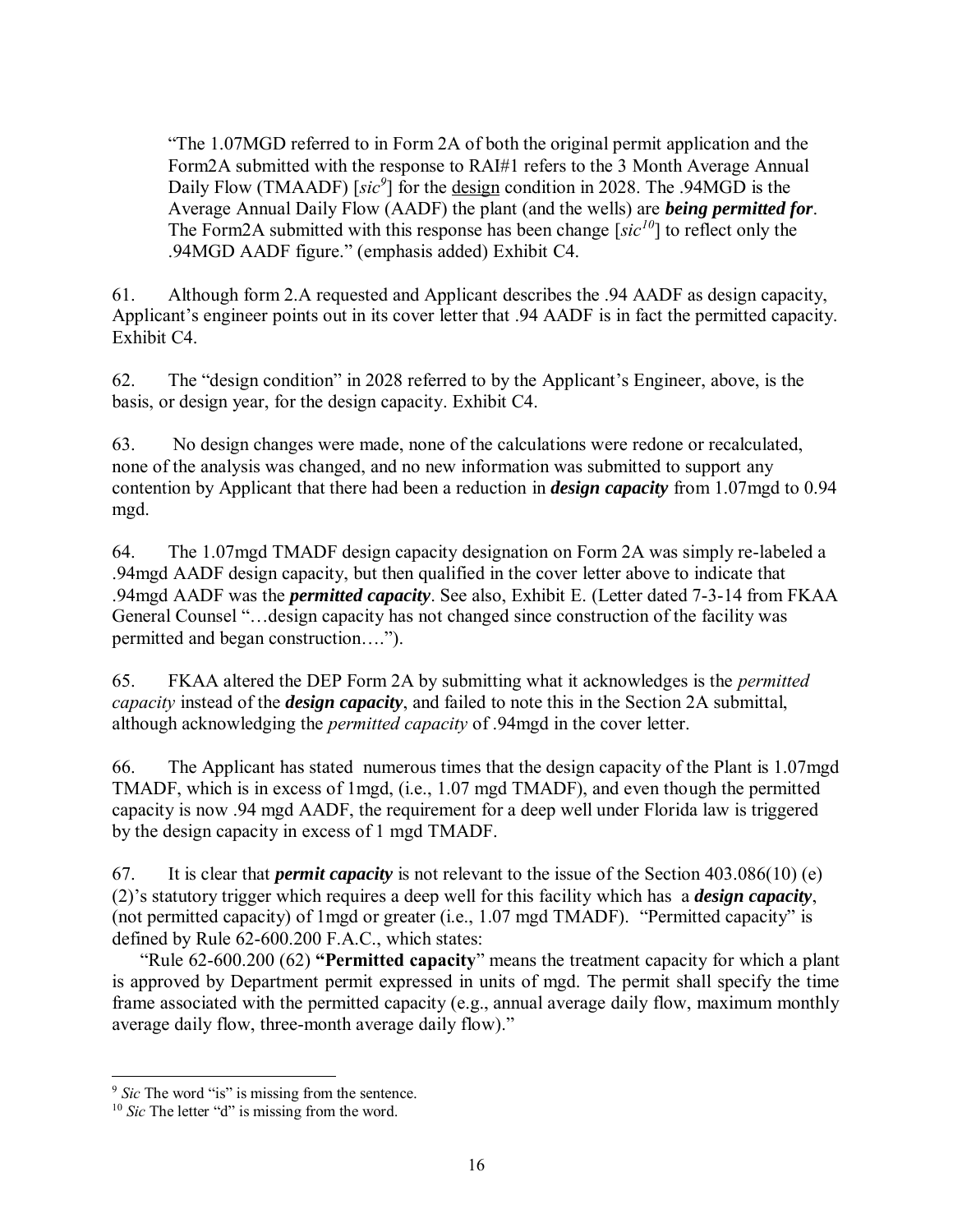> "The 1.07MGD referred to in Form 2A of both the original permit application and the Form2A submitted with the response to RAI#1 refers to the 3 Month Average Annual Daily Flow (TMAADF) [*sic*[9]] for the <u>design</u> condition in 2028. The .94MGD is the Average Annual Daily Flow (AADF) the plant (and the wells) are ***being permitted for***. The Form2A submitted with this response has been change [*sic*[10]] to reflect only the .94MGD AADF figure." (emphasis added) Exhibit C4.

61. Although form 2.A requested and Applicant describes the .94 AADF as design capacity, Applicant's engineer points out in its cover letter that .94 AADF is in fact the permitted capacity. Exhibit C4.

62. The "design condition" in 2028 referred to by the Applicant's Engineer, above, is the basis, or design year, for the design capacity. Exhibit C4.

63. No design changes were made, none of the calculations were redone or recalculated, none of the analysis was changed, and no new information was submitted to support any contention by Applicant that there had been a reduction in ***design capacity*** from 1.07mgd to 0.94 mgd.

64. The 1.07mgd TMADF design capacity designation on Form 2A was simply re-labeled a .94mgd AADF design capacity, but then qualified in the cover letter above to indicate that .94mgd AADF was the ***permitted capacity***. See also, Exhibit E. (Letter dated 7-3-14 from FKAA General Counsel "…design capacity has not changed since construction of the facility was permitted and began construction….").

65. FKAA altered the DEP Form 2A by submitting what it acknowledges is the *permitted capacity* instead of the ***design capacity***, and failed to note this in the Section 2A submittal, although acknowledging the *permitted capacity* of .94mgd in the cover letter.

66. The Applicant has stated numerous times that the design capacity of the Plant is 1.07mgd TMADF, which is in excess of 1mgd, (i.e., 1.07 mgd TMADF), and even though the permitted capacity is now .94 mgd AADF, the requirement for a deep well under Florida law is triggered by the design capacity in excess of 1 mgd TMADF.

67. It is clear that ***permit capacity*** is not relevant to the issue of the Section 403.086(10) (e) (2)'s statutory trigger which requires a deep well for this facility which has a ***design capacity***, (not permitted capacity) of 1mgd or greater (i.e., 1.07 mgd TMADF). "Permitted capacity" is defined by Rule 62-600.200 F.A.C., which states:

"Rule 62-600.200 (62) **"Permitted capacity**" means the treatment capacity for which a plant is approved by Department permit expressed in units of mgd. The permit shall specify the time frame associated with the permitted capacity (e.g., annual average daily flow, maximum monthly average daily flow, three-month average daily flow)."

---

[9] *Sic* The word "is" is missing from the sentence.

[10] *Sic* The letter "d" is missing from the word.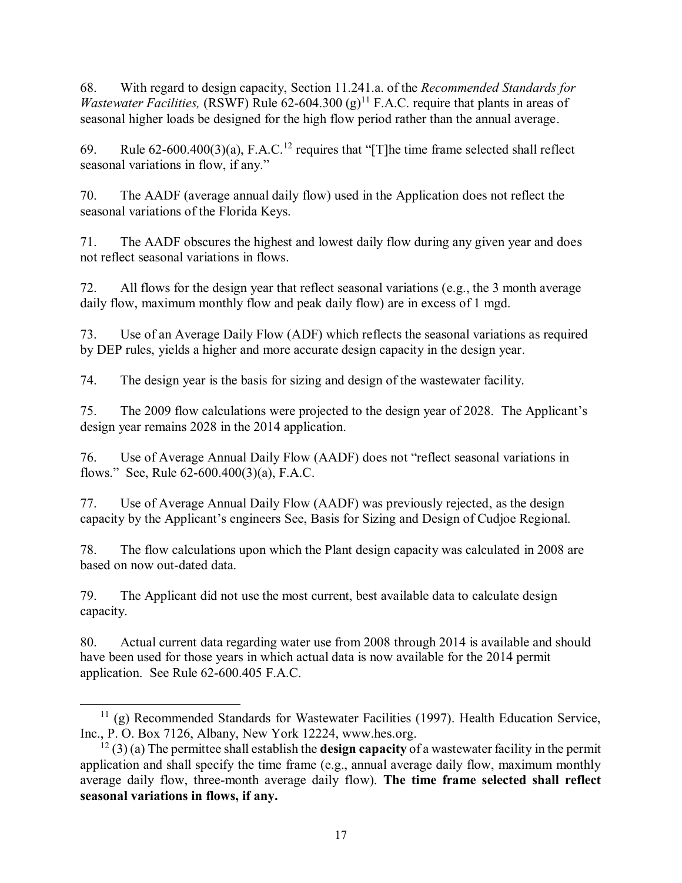68. With regard to design capacity, Section 11.241.a. of the *Recommended Standards for Wastewater Facilities,* (RSWF) Rule 62-604.300 (g)[11] F.A.C. require that plants in areas of seasonal higher loads be designed for the high flow period rather than the annual average.

69. Rule 62-600.400(3)(a), F.A.C.[12] requires that "[T]he time frame selected shall reflect seasonal variations in flow, if any."

70. The AADF (average annual daily flow) used in the Application does not reflect the seasonal variations of the Florida Keys.

71. The AADF obscures the highest and lowest daily flow during any given year and does not reflect seasonal variations in flows.

72. All flows for the design year that reflect seasonal variations (e.g., the 3 month average daily flow, maximum monthly flow and peak daily flow) are in excess of 1 mgd.

73. Use of an Average Daily Flow (ADF) which reflects the seasonal variations as required by DEP rules, yields a higher and more accurate design capacity in the design year.

74. The design year is the basis for sizing and design of the wastewater facility.

75. The 2009 flow calculations were projected to the design year of 2028. The Applicant's design year remains 2028 in the 2014 application.

76. Use of Average Annual Daily Flow (AADF) does not "reflect seasonal variations in flows." See, Rule 62-600.400(3)(a), F.A.C.

77. Use of Average Annual Daily Flow (AADF) was previously rejected, as the design capacity by the Applicant's engineers See, Basis for Sizing and Design of Cudjoe Regional.

78. The flow calculations upon which the Plant design capacity was calculated in 2008 are based on now out-dated data.

79. The Applicant did not use the most current, best available data to calculate design capacity.

80. Actual current data regarding water use from 2008 through 2014 is available and should have been used for those years in which actual data is now available for the 2014 permit application. See Rule 62-600.405 F.A.C.

---

[11] (g) Recommended Standards for Wastewater Facilities (1997). Health Education Service, Inc., P. O. Box 7126, Albany, New York 12224, www.hes.org.

[12] (3) (a) The permittee shall establish the **design capacity** of a wastewater facility in the permit application and shall specify the time frame (e.g., annual average daily flow, maximum monthly average daily flow, three-month average daily flow). **The time frame selected shall reflect seasonal variations in flows, if any.**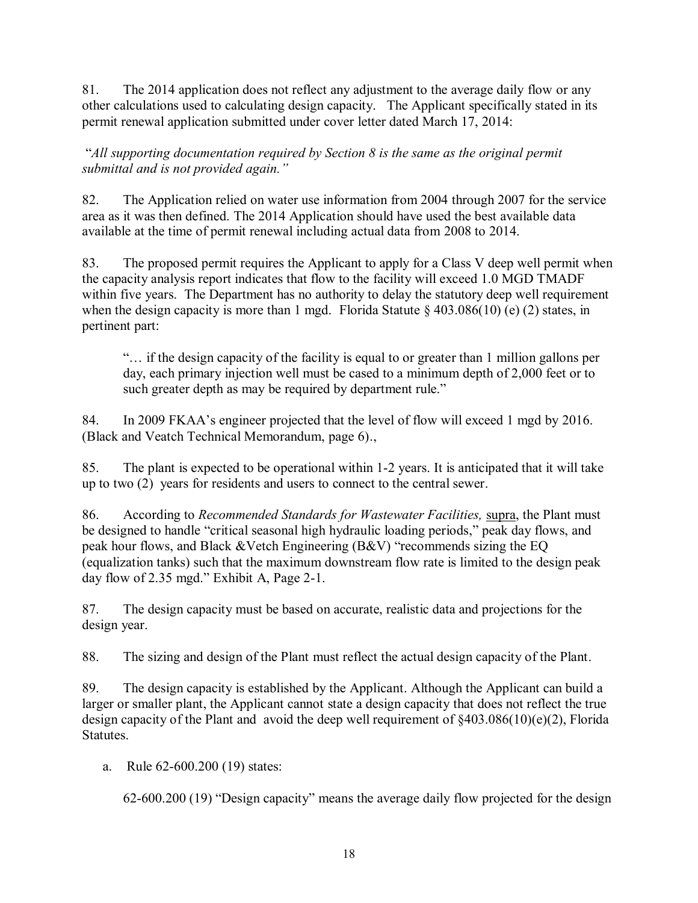81. The 2014 application does not reflect any adjustment to the average daily flow or any other calculations used to calculating design capacity. The Applicant specifically stated in its permit renewal application submitted under cover letter dated March 17, 2014:

"*All supporting documentation required by Section 8 is the same as the original permit submittal and is not provided again.*"

82. The Application relied on water use information from 2004 through 2007 for the service area as it was then defined. The 2014 Application should have used the best available data available at the time of permit renewal including actual data from 2008 to 2014.

83. The proposed permit requires the Applicant to apply for a Class V deep well permit when the capacity analysis report indicates that flow to the facility will exceed 1.0 MGD TMADF within five years. The Department has no authority to delay the statutory deep well requirement when the design capacity is more than 1 mgd. Florida Statute § 403.086(10) (e) (2) states, in pertinent part:

> "… if the design capacity of the facility is equal to or greater than 1 million gallons per day, each primary injection well must be cased to a minimum depth of 2,000 feet or to such greater depth as may be required by department rule."

84. In 2009 FKAA's engineer projected that the level of flow will exceed 1 mgd by 2016. (Black and Veatch Technical Memorandum, page 6).,

85. The plant is expected to be operational within 1-2 years. It is anticipated that it will take up to two (2) years for residents and users to connect to the central sewer.

86. According to *Recommended Standards for Wastewater Facilities,* supra, the Plant must be designed to handle "critical seasonal high hydraulic loading periods," peak day flows, and peak hour flows, and Black &Vetch Engineering (B&V) "recommends sizing the EQ (equalization tanks) such that the maximum downstream flow rate is limited to the design peak day flow of 2.35 mgd." Exhibit A, Page 2-1.

87. The design capacity must be based on accurate, realistic data and projections for the design year.

88. The sizing and design of the Plant must reflect the actual design capacity of the Plant.

89. The design capacity is established by the Applicant. Although the Applicant can build a larger or smaller plant, the Applicant cannot state a design capacity that does not reflect the true design capacity of the Plant and avoid the deep well requirement of §403.086(10)(e)(2), Florida Statutes.

a. Rule 62-600.200 (19) states:

62-600.200 (19) "Design capacity" means the average daily flow projected for the design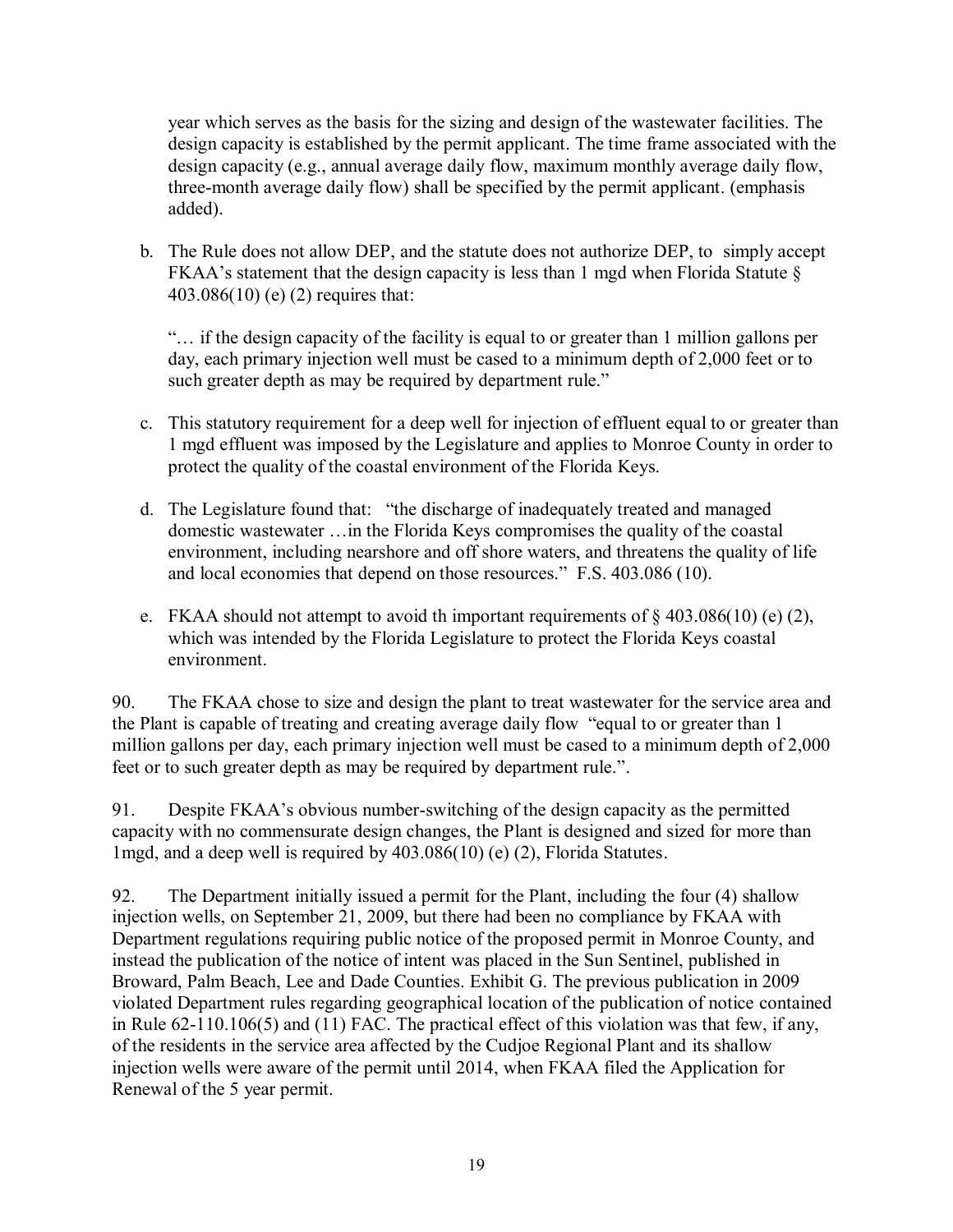year which serves as the basis for the sizing and design of the wastewater facilities. The design capacity is established by the permit applicant. The time frame associated with the design capacity (e.g., annual average daily flow, maximum monthly average daily flow, three-month average daily flow) shall be specified by the permit applicant. (emphasis added).

b. The Rule does not allow DEP, and the statute does not authorize DEP, to simply accept FKAA's statement that the design capacity is less than 1 mgd when Florida Statute § 403.086(10) (e) (2) requires that:

   "… if the design capacity of the facility is equal to or greater than 1 million gallons per day, each primary injection well must be cased to a minimum depth of 2,000 feet or to such greater depth as may be required by department rule."

c. This statutory requirement for a deep well for injection of effluent equal to or greater than 1 mgd effluent was imposed by the Legislature and applies to Monroe County in order to protect the quality of the coastal environment of the Florida Keys.

d. The Legislature found that: "the discharge of inadequately treated and managed domestic wastewater …in the Florida Keys compromises the quality of the coastal environment, including nearshore and off shore waters, and threatens the quality of life and local economies that depend on those resources." F.S. 403.086 (10).

e. FKAA should not attempt to avoid th important requirements of § 403.086(10) (e) (2), which was intended by the Florida Legislature to protect the Florida Keys coastal environment.

90. The FKAA chose to size and design the plant to treat wastewater for the service area and the Plant is capable of treating and creating average daily flow "equal to or greater than 1 million gallons per day, each primary injection well must be cased to a minimum depth of 2,000 feet or to such greater depth as may be required by department rule.".

91. Despite FKAA's obvious number-switching of the design capacity as the permitted capacity with no commensurate design changes, the Plant is designed and sized for more than 1mgd, and a deep well is required by 403.086(10) (e) (2), Florida Statutes.

92. The Department initially issued a permit for the Plant, including the four (4) shallow injection wells, on September 21, 2009, but there had been no compliance by FKAA with Department regulations requiring public notice of the proposed permit in Monroe County, and instead the publication of the notice of intent was placed in the Sun Sentinel, published in Broward, Palm Beach, Lee and Dade Counties. Exhibit G. The previous publication in 2009 violated Department rules regarding geographical location of the publication of notice contained in Rule 62-110.106(5) and (11) FAC. The practical effect of this violation was that few, if any, of the residents in the service area affected by the Cudjoe Regional Plant and its shallow injection wells were aware of the permit until 2014, when FKAA filed the Application for Renewal of the 5 year permit.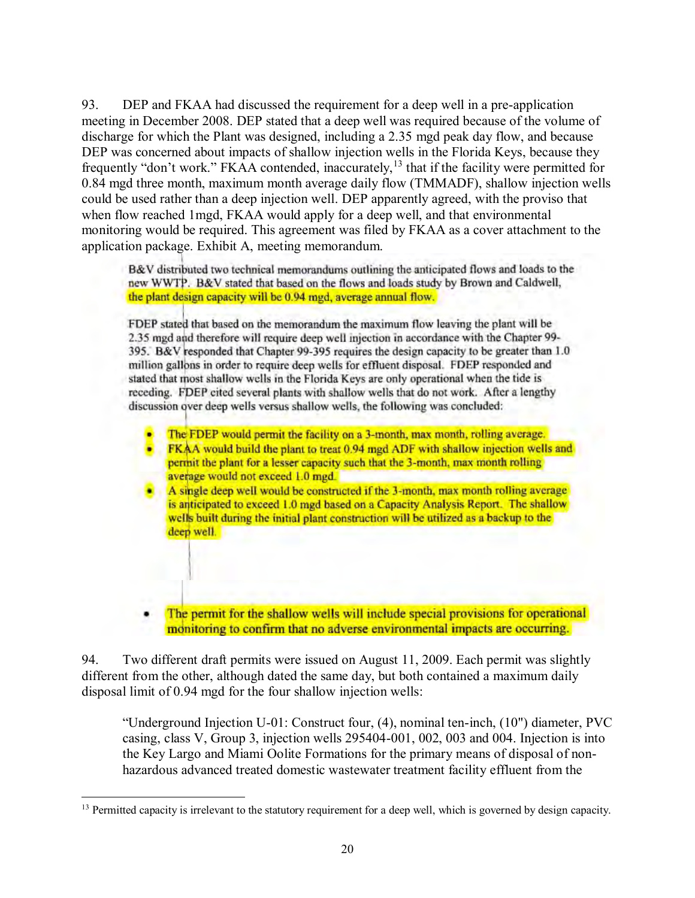93. DEP and FKAA had discussed the requirement for a deep well in a pre-application meeting in December 2008. DEP stated that a deep well was required because of the volume of discharge for which the Plant was designed, including a 2.35 mgd peak day flow, and because DEP was concerned about impacts of shallow injection wells in the Florida Keys, because they frequently "don't work." FKAA contended, inaccurately,[13] that if the facility were permitted for 0.84 mgd three month, maximum month average daily flow (TMMADF), shallow injection wells could be used rather than a deep injection well. DEP apparently agreed, with the proviso that when flow reached 1mgd, FKAA would apply for a deep well, and that environmental monitoring would be required. This agreement was filed by FKAA as a cover attachment to the application package. Exhibit A, meeting memorandum.

> B&V distributed two technical memorandums outlining the anticipated flows and loads to the new WWTP. B&V stated that based on the flows and loads study by Brown and Caldwell, the plant design capacity will be 0.94 mgd, average annual flow.
>
> FDEP stated that based on the memorandum the maximum flow leaving the plant will be 2.35 mgd and therefore will require deep well injection in accordance with the Chapter 99-395. B&V responded that Chapter 99-395 requires the design capacity to be greater than 1.0 million gallons in order to require deep wells for effluent disposal. FDEP responded and stated that most shallow wells in the Florida Keys are only operational when the tide is receding. FDEP cited several plants with shallow wells that do not work. After a lengthy discussion over deep wells versus shallow wells, the following was concluded:
>
> - The FDEP would permit the facility on a 3-month, max month, rolling average.
> - FKAA would build the plant to treat 0.94 mgd ADF with shallow injection wells and permit the plant for a lesser capacity such that the 3-month, max month rolling average would not exceed 1.0 mgd.
> - A single deep well would be constructed if the 3-month, max month rolling average is anticipated to exceed 1.0 mgd based on a Capacity Analysis Report. The shallow wells built during the initial plant construction will be utilized as a backup to the deep well.
>
> - The permit for the shallow wells will include special provisions for operational monitoring to confirm that no adverse environmental impacts are occurring.

94. Two different draft permits were issued on August 11, 2009. Each permit was slightly different from the other, although dated the same day, but both contained a maximum daily disposal limit of 0.94 mgd for the four shallow injection wells:

> "Underground Injection U-01: Construct four, (4), nominal ten-inch, (10") diameter, PVC casing, class V, Group 3, injection wells 295404-001, 002, 003 and 004. Injection is into the Key Largo and Miami Oolite Formations for the primary means of disposal of non-hazardous advanced treated domestic wastewater treatment facility effluent from the

---

[13] Permitted capacity is irrelevant to the statutory requirement for a deep well, which is governed by design capacity.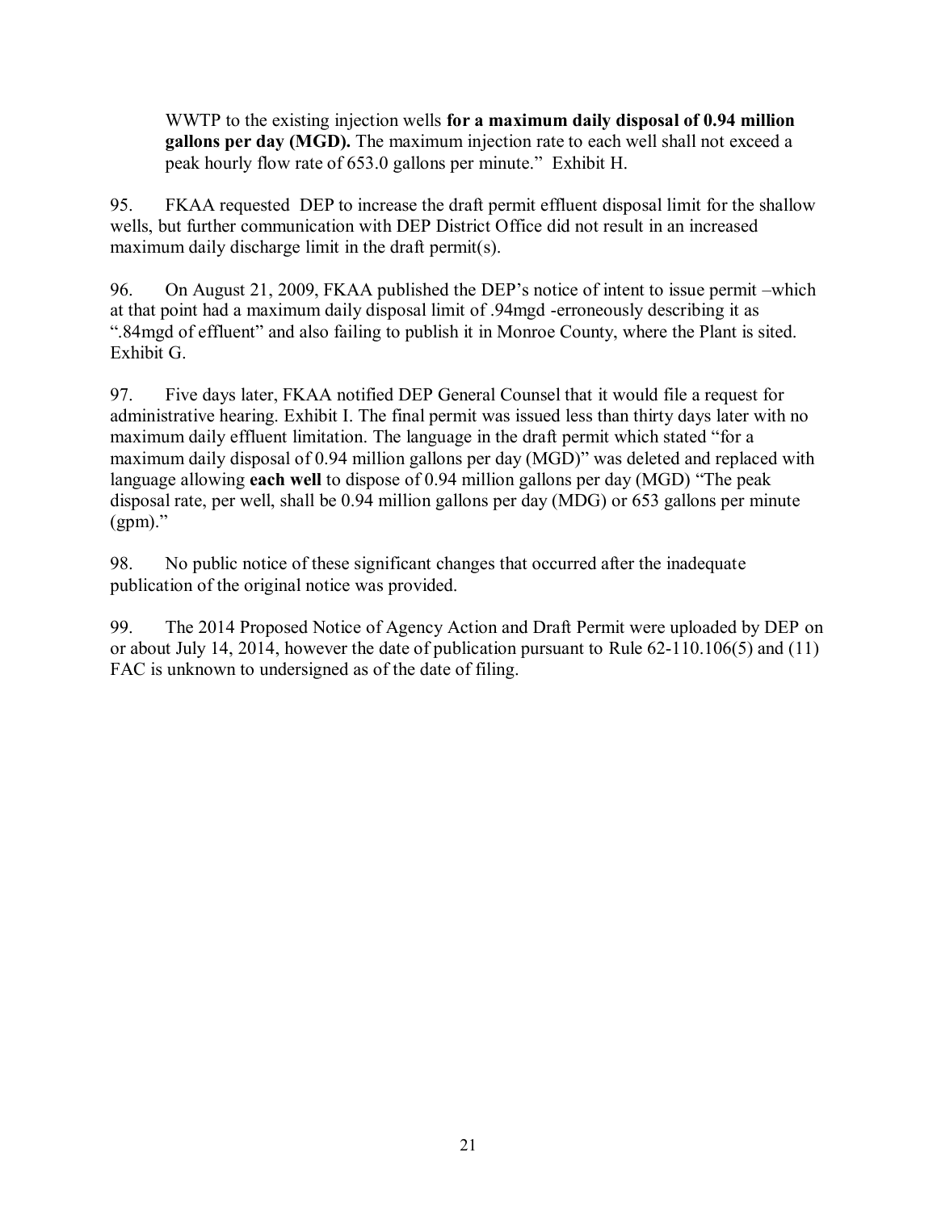WWTP to the existing injection wells **for a maximum daily disposal of 0.94 million gallons per day (MGD).** The maximum injection rate to each well shall not exceed a peak hourly flow rate of 653.0 gallons per minute." Exhibit H.

95. FKAA requested DEP to increase the draft permit effluent disposal limit for the shallow wells, but further communication with DEP District Office did not result in an increased maximum daily discharge limit in the draft permit(s).

96. On August 21, 2009, FKAA published the DEP's notice of intent to issue permit –which at that point had a maximum daily disposal limit of .94mgd -erroneously describing it as ".84mgd of effluent" and also failing to publish it in Monroe County, where the Plant is sited. Exhibit G.

97. Five days later, FKAA notified DEP General Counsel that it would file a request for administrative hearing. Exhibit I. The final permit was issued less than thirty days later with no maximum daily effluent limitation. The language in the draft permit which stated "for a maximum daily disposal of 0.94 million gallons per day (MGD)" was deleted and replaced with language allowing **each well** to dispose of 0.94 million gallons per day (MGD) "The peak disposal rate, per well, shall be 0.94 million gallons per day (MDG) or 653 gallons per minute (gpm)."

98. No public notice of these significant changes that occurred after the inadequate publication of the original notice was provided.

99. The 2014 Proposed Notice of Agency Action and Draft Permit were uploaded by DEP on or about July 14, 2014, however the date of publication pursuant to Rule 62-110.106(5) and (11) FAC is unknown to undersigned as of the date of filing.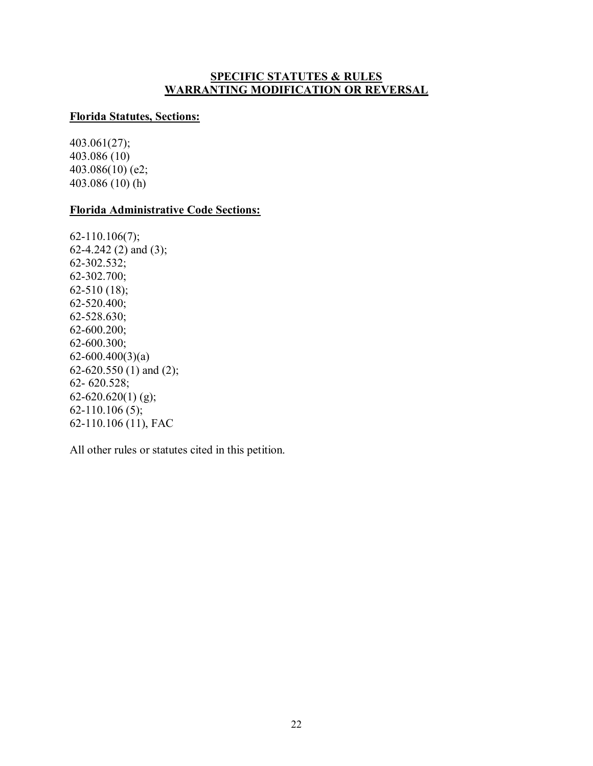## SPECIFIC STATUTES & RULES
## WARRANTING MODIFICATION OR REVERSAL

**Florida Statutes, Sections:**

403.061(27);
403.086 (10)
403.086(10) (e2;
403.086 (10) (h)

**Florida Administrative Code Sections:**

62-110.106(7);
62-4.242 (2) and (3);
62-302.532;
62-302.700;
62-510 (18);
62-520.400;
62-528.630;
62-600.200;
62-600.300;
62-600.400(3)(a)
62-620.550 (1) and (2);
62- 620.528;
62-620.620(1) (g);
62-110.106 (5);
62-110.106 (11), FAC

All other rules or statutes cited in this petition.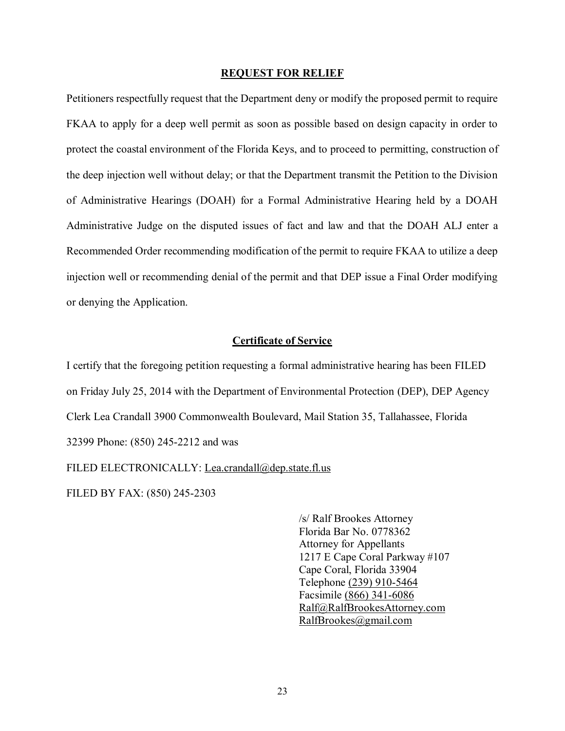## REQUEST FOR RELIEF

Petitioners respectfully request that the Department deny or modify the proposed permit to require FKAA to apply for a deep well permit as soon as possible based on design capacity in order to protect the coastal environment of the Florida Keys, and to proceed to permitting, construction of the deep injection well without delay; or that the Department transmit the Petition to the Division of Administrative Hearings (DOAH) for a Formal Administrative Hearing held by a DOAH Administrative Judge on the disputed issues of fact and law and that the DOAH ALJ enter a Recommended Order recommending modification of the permit to require FKAA to utilize a deep injection well or recommending denial of the permit and that DEP issue a Final Order modifying or denying the Application.

## Certificate of Service

I certify that the foregoing petition requesting a formal administrative hearing has been FILED on Friday July 25, 2014 with the Department of Environmental Protection (DEP), DEP Agency Clerk Lea Crandall 3900 Commonwealth Boulevard, Mail Station 35, Tallahassee, Florida 32399 Phone: (850) 245-2212 and was

FILED ELECTRONICALLY: Lea.crandall@dep.state.fl.us

FILED BY FAX: (850) 245-2303

/s/ Ralf Brookes Attorney
Florida Bar No. 0778362
Attorney for Appellants
1217 E Cape Coral Parkway #107
Cape Coral, Florida 33904
Telephone (239) 910-5464
Facsimile (866) 341-6086
Ralf@RalfBrookesAttorney.com
RalfBrookes@gmail.com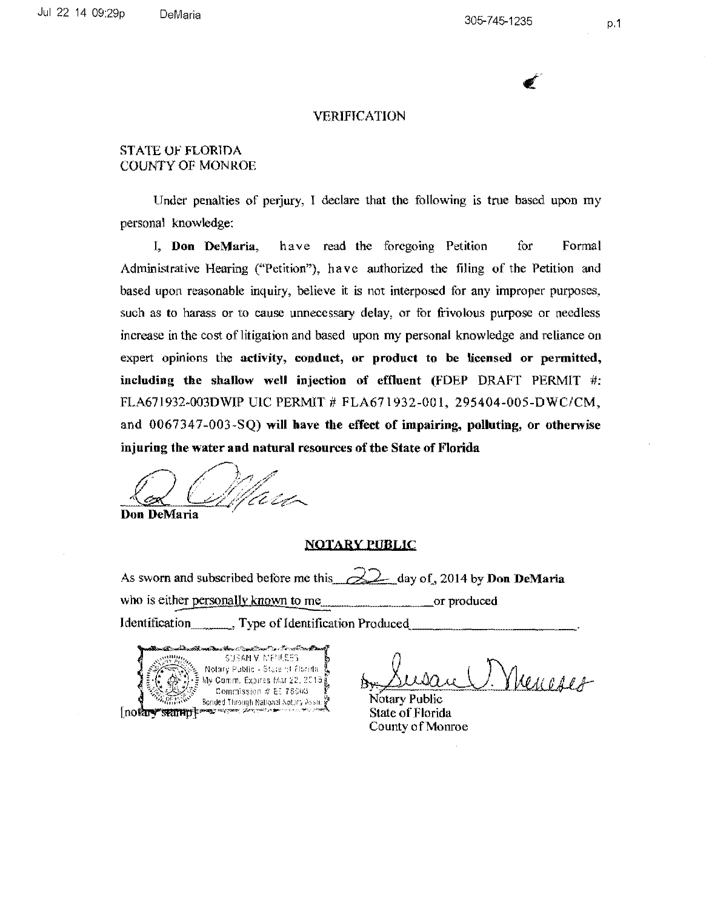# VERIFICATION

STATE OF FLORIDA
COUNTY OF MONROE

Under penalties of perjury, I declare that the following is true based upon my personal knowledge:

I, **Don DeMaria**, have read the foregoing Petition for Formal Administrative Hearing ("Petition"), have authorized the filing of the Petition and based upon reasonable inquiry, believe it is not interposed for any improper purposes, such as to harass or to cause unnecessary delay, or for frivolous purpose or needless increase in the cost of litigation and based upon my personal knowledge and reliance on expert opinions the **activity, conduct, or product to be licensed or permitted, including the shallow well injection of effluent** (FDEP DRAFT PERMIT #: FLA671932-003DWIP UIC PERMIT # FLA671932-001, 295404-005-DWC/CM, and 0067347-003-SQ) **will have the effect of impairing, polluting, or otherwise injuring the water and natural resources of the State of Florida**

**Don DeMaria**

## NOTARY PUBLIC

As sworn and subscribed before me this 22 day of, 2014 by **Don DeMaria** who is either personally known to me__________ or produced Identification______, Type of Identification Produced__________.

SUSAN V. MENESES
Notary Public - State of Florida
My Comm. Expires Mar 22, 2015
Commission # EE 76603
Bonded Through National Notary Assn.

[notary stamp]

By: Susan V. Meneses
Notary Public
State of Florida
County of Monroe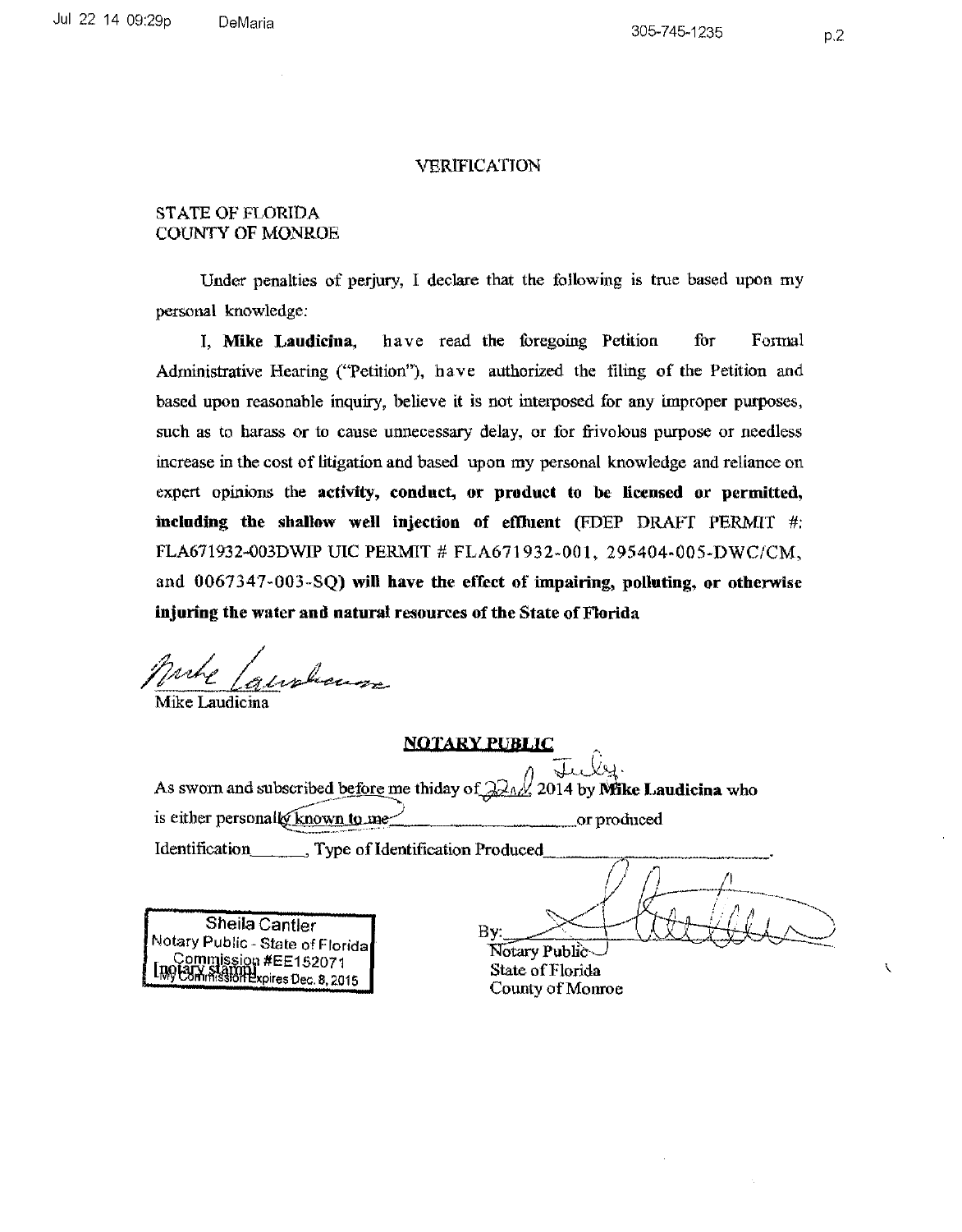# VERIFICATION

STATE OF FLORIDA
COUNTY OF MONROE

Under penalties of perjury, I declare that the following is true based upon my personal knowledge:

I, **Mike Laudicina**, have read the foregoing Petition for Formal Administrative Hearing ("Petition"), have authorized the filing of the Petition and based upon reasonable inquiry, believe it is not interposed for any improper purposes, such as to harass or to cause unnecessary delay, or for frivolous purpose or needless increase in the cost of litigation and based upon my personal knowledge and reliance on expert opinions the **activity, conduct, or product to be licensed or permitted, including the shallow well injection of effluent** (FDEP DRAFT PERMIT #: FLA671932-003DWIP UIC PERMIT # FLA671932-001, 295404-005-DWC/CM, and 0067347-003-SQ) **will have the effect of impairing, polluting, or otherwise injuring the water and natural resources of the State of Florida**

Mike Laudicina

**NOTARY PUBLIC**

As sworn and subscribed before me thiday of 22nd July. 2014 by **Mike Laudicina** who is either personally known to me ________________ or produced Identification______, Type of Identification Produced____________________.

Sheila Cantler
Notary Public - State of Florida
Commission #EE152071
My Commission Expires Dec. 8, 2015
[notary stamp]

By: ____________________
Notary Public
State of Florida
County of Monroe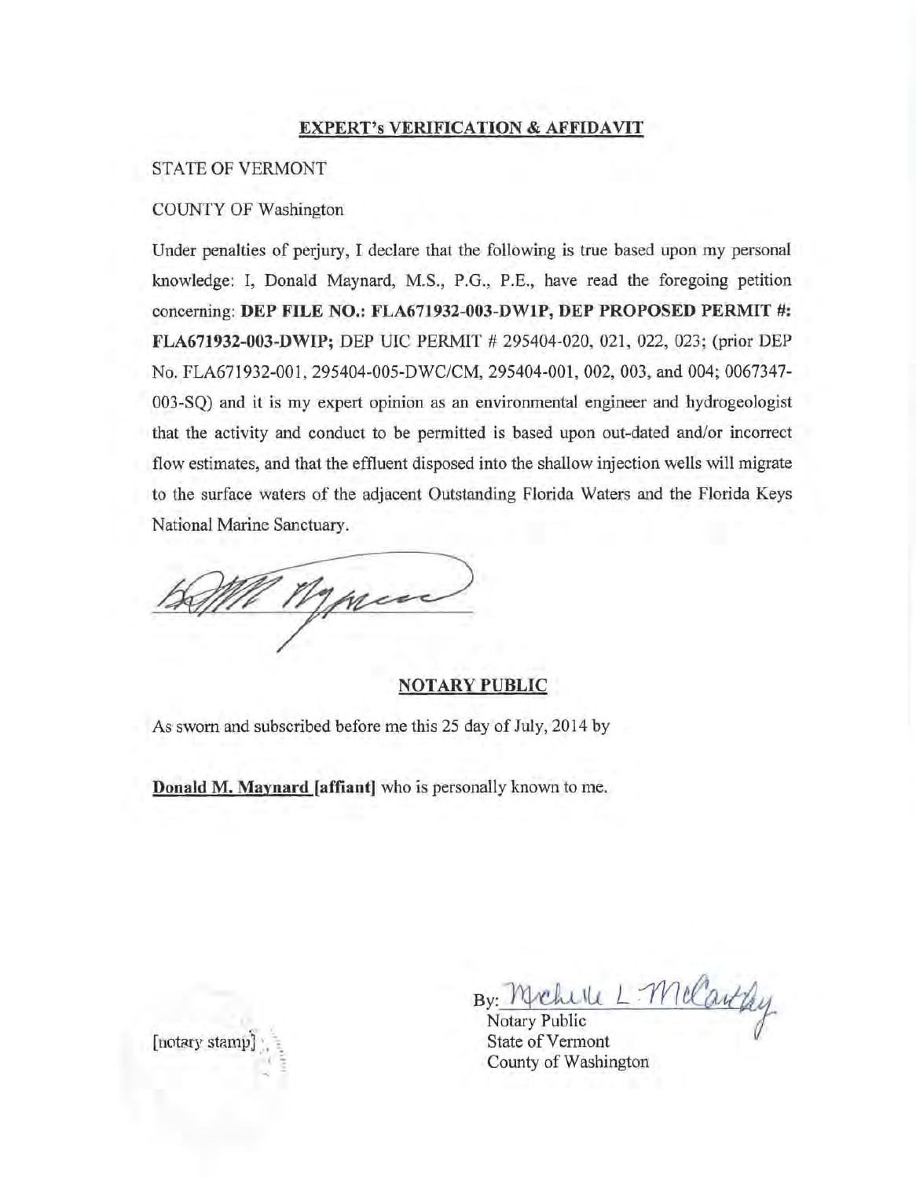**EXPERT's VERIFICATION & AFFIDAVIT**

STATE OF VERMONT

COUNTY OF Washington

Under penalties of perjury, I declare that the following is true based upon my personal knowledge: I, Donald Maynard, M.S., P.G., P.E., have read the foregoing petition concerning: **DEP FILE NO.: FLA671932-003-DW1P, DEP PROPOSED PERMIT #: FLA671932-003-DWIP;** DEP UIC PERMIT # 295404-020, 021, 022, 023; (prior DEP No. FLA671932-001, 295404-005-DWC/CM, 295404-001, 002, 003, and 004; 0067347-003-SQ) and it is my expert opinion as an environmental engineer and hydrogeologist that the activity and conduct to be permitted is based upon out-dated and/or incorrect flow estimates, and that the effluent disposed into the shallow injection wells will migrate to the surface waters of the adjacent Outstanding Florida Waters and the Florida Keys National Marine Sanctuary.

**NOTARY PUBLIC**

As sworn and subscribed before me this 25 day of July, 2014 by

**Donald M. Maynard [affiant]** who is personally known to me.

[notary stamp]

By: Michelle L. McCarthy
Notary Public
State of Vermont
County of Washington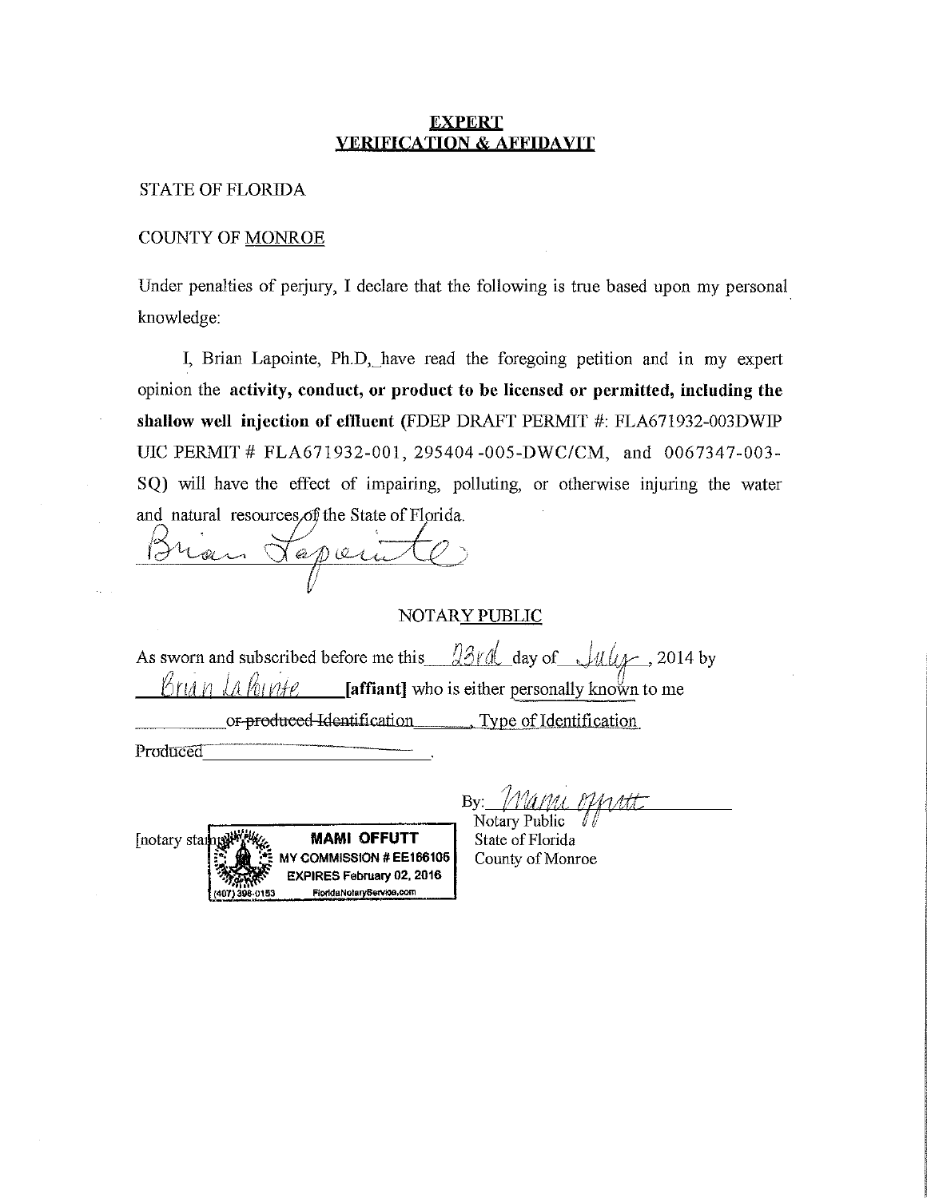**EXPERT**
**VERIFICATION & AFFIDAVIT**

STATE OF FLORIDA

COUNTY OF MONROE

Under penalties of perjury, I declare that the following is true based upon my personal knowledge:

I, Brian Lapointe, Ph.D, have read the foregoing petition and in my expert opinion the **activity, conduct, or product to be licensed or permitted, including the shallow well injection of effluent** (FDEP DRAFT PERMIT #: FLA671932-003DWIP UIC PERMIT # FLA671932-001, 295404-005-DWC/CM, and 0067347-003-SQ) will have the effect of impairing, polluting, or otherwise injuring the water and natural resources of the State of Florida.

Brian Lapointe

NOTARY PUBLIC

As sworn and subscribed before me this 23rd day of July, 2014 by Brian LaPointe **[affiant]** who is either personally known to me ~~or produced Identification~~ ______ Type of Identification Produced ______________.

By: Mami Offutt
Notary Public
State of Florida
County of Monroe

[notary stamp] MAMI OFFUTT
MY COMMISSION # EE166105
EXPIRES February 02, 2016
(407) 398-0153 FloridaNotaryService.com